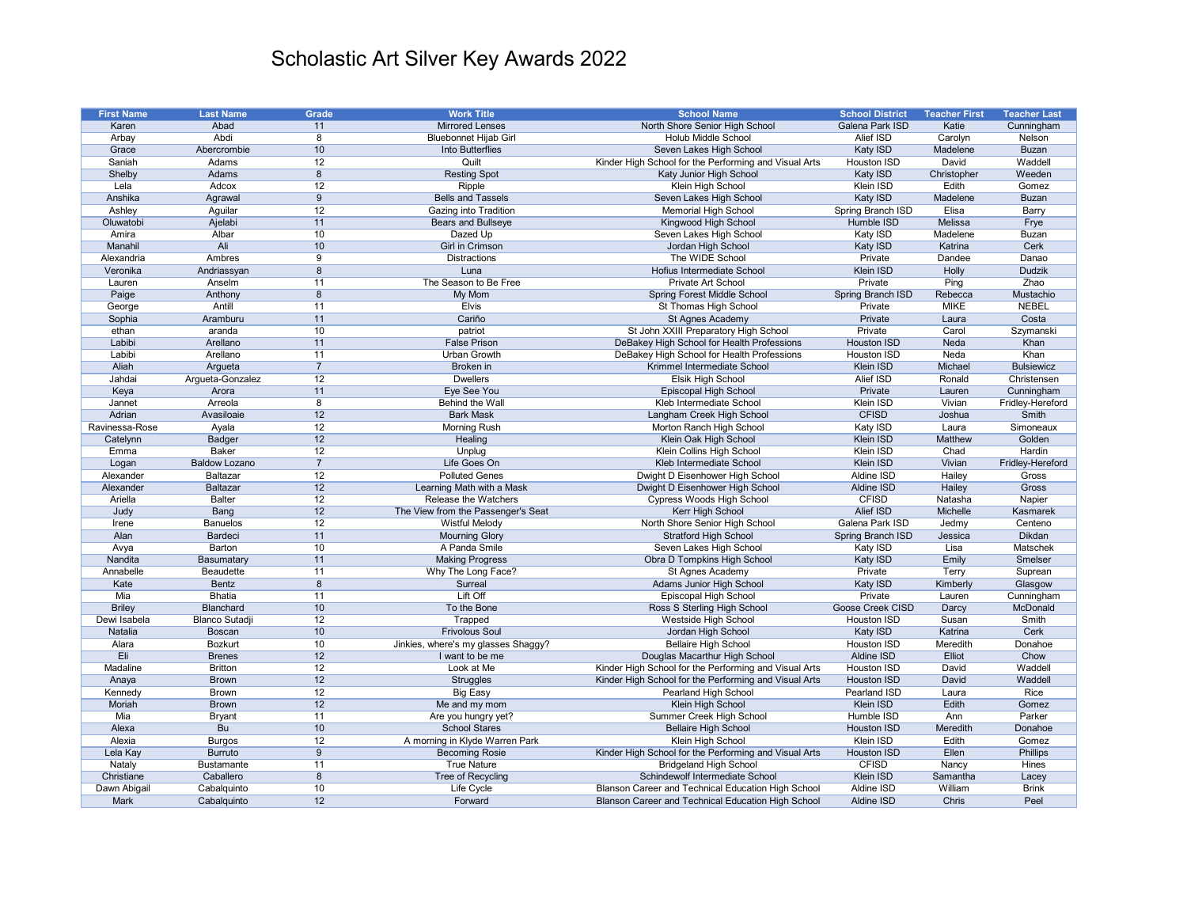# Scholastic Art Silver Key Awards 2022

| First Name | Last Name | Grade | Work Title | School Name | School District | Teacher First | Teacher Last |
|---|---|---|---|---|---|---|---|
| Karen | Abad | 11 | Mirrored Lenses | North Shore Senior High School | Galena Park ISD | Katie | Cunningham |
| Arbay | Abdi | 8 | Bluebonnet Hijab Girl | Holub Middle School | Alief ISD | Carolyn | Nelson |
| Grace | Abercrombie | 10 | Into Butterflies | Seven Lakes High School | Katy ISD | Madelene | Buzan |
| Saniah | Adams | 12 | Quilt | Kinder High School for the Performing and Visual Arts | Houston ISD | David | Waddell |
| Shelby | Adams | 8 | Resting Spot | Katy Junior High School | Katy ISD | Christopher | Weeden |
| Lela | Adcox | 12 | Ripple | Klein High School | Klein ISD | Edith | Gomez |
| Anshika | Agrawal | 9 | Bells and Tassels | Seven Lakes High School | Katy ISD | Madelene | Buzan |
| Ashley | Aguilar | 12 | Gazing into Tradition | Memorial High School | Spring Branch ISD | Elisa | Barry |
| Oluwatobi | Ajelabi | 11 | Bears and Bullseye | Kingwood High School | Humble ISD | Melissa | Frye |
| Amira | Albar | 10 | Dazed Up | Seven Lakes High School | Katy ISD | Madelene | Buzan |
| Manahil | Ali | 10 | Girl in Crimson | Jordan High School | Katy ISD | Katrina | Cerk |
| Alexandria | Ambres | 9 | Distractions | The WIDE School | Private | Dandee | Danao |
| Veronika | Andriassyan | 8 | Luna | Hofius Intermediate School | Klein ISD | Holly | Dudzik |
| Lauren | Anselm | 11 | The Season to Be Free | Private Art School | Private | Ping | Zhao |
| Paige | Anthony | 8 | My Mom | Spring Forest Middle School | Spring Branch ISD | Rebecca | Mustachio |
| George | Antill | 11 | Elvis | St Thomas High School | Private | MIKE | NEBEL |
| Sophia | Aramburu | 11 | Cariño | St Agnes Academy | Private | Laura | Costa |
| ethan | aranda | 10 | patriot | St John XXIII Preparatory High School | Private | Carol | Szymanski |
| Labibi | Arellano | 11 | False Prison | DeBakey High School for Health Professions | Houston ISD | Neda | Khan |
| Labibi | Arellano | 11 | Urban Growth | DeBakey High School for Health Professions | Houston ISD | Neda | Khan |
| Aliah | Argueta | 7 | Broken in | Krimmel Intermediate School | Klein ISD | Michael | Bulsiewicz |
| Jahdai | Argueta-Gonzalez | 12 | Dwellers | Elsik High School | Alief ISD | Ronald | Christensen |
| Keya | Arora | 11 | Eye See You | Episcopal High School | Private | Lauren | Cunningham |
| Jannet | Arreola | 8 | Behind the Wall | Kleb Intermediate School | Klein ISD | Vivian | Fridley-Hereford |
| Adrian | Avasiloaie | 12 | Bark Mask | Langham Creek High School | CFISD | Joshua | Smith |
| Ravinessa-Rose | Ayala | 12 | Morning Rush | Morton Ranch High School | Katy ISD | Laura | Simoneaux |
| Catelynn | Badger | 12 | Healing | Klein Oak High School | Klein ISD | Matthew | Golden |
| Emma | Baker | 12 | Unplug | Klein Collins High School | Klein ISD | Chad | Hardin |
| Logan | Baldow Lozano | 7 | Life Goes On | Kleb Intermediate School | Klein ISD | Vivian | Fridley-Hereford |
| Alexander | Baltazar | 12 | Polluted Genes | Dwight D Eisenhower High School | Aldine ISD | Hailey | Gross |
| Alexander | Baltazar | 12 | Learning Math with a Mask | Dwight D Eisenhower High School | Aldine ISD | Hailey | Gross |
| Ariella | Balter | 12 | Release the Watchers | Cypress Woods High School | CFISD | Natasha | Napier |
| Judy | Bang | 12 | The View from the Passenger's Seat | Kerr High School | Alief ISD | Michelle | Kasmarek |
| Irene | Banuelos | 12 | Wistful Melody | North Shore Senior High School | Galena Park ISD | Jedmy | Centeno |
| Alan | Bardeci | 11 | Mourning Glory | Stratford High School | Spring Branch ISD | Jessica | Dikdan |
| Avya | Barton | 10 | A Panda Smile | Seven Lakes High School | Katy ISD | Lisa | Matschek |
| Nandita | Basumatary | 11 | Making Progress | Obra D Tompkins High School | Katy ISD | Emily | Smelser |
| Annabelle | Beaudette | 11 | Why The Long Face? | St Agnes Academy | Private | Terry | Suprean |
| Kate | Bentz | 8 | Surreal | Adams Junior High School | Katy ISD | Kimberly | Glasgow |
| Mia | Bhatia | 11 | Lift Off | Episcopal High School | Private | Lauren | Cunningham |
| Briley | Blanchard | 10 | To the Bone | Ross S Sterling High School | Goose Creek CISD | Darcy | McDonald |
| Dewi Isabela | Blanco Sutadji | 12 | Trapped | Westside High School | Houston ISD | Susan | Smith |
| Natalia | Boscan | 10 | Frivolous Soul | Jordan High School | Katy ISD | Katrina | Cerk |
| Alara | Bozkurt | 10 | Jinkies, where's my glasses Shaggy? | Bellaire High School | Houston ISD | Meredith | Donahoe |
| Eli | Brenes | 12 | I want to be me | Douglas Macarthur High School | Aldine ISD | Elliot | Chow |
| Madaline | Britton | 12 | Look at Me | Kinder High School for the Performing and Visual Arts | Houston ISD | David | Waddell |
| Anaya | Brown | 12 | Struggles | Kinder High School for the Performing and Visual Arts | Houston ISD | David | Waddell |
| Kennedy | Brown | 12 | Big Easy | Pearland High School | Pearland ISD | Laura | Rice |
| Moriah | Brown | 12 | Me and my mom | Klein High School | Klein ISD | Edith | Gomez |
| Mia | Bryant | 11 | Are you hungry yet? | Summer Creek High School | Humble ISD | Ann | Parker |
| Alexa | Bu | 10 | School Stares | Bellaire High School | Houston ISD | Meredith | Donahoe |
| Alexia | Burgos | 12 | A morning in Klyde Warren Park | Klein High School | Klein ISD | Edith | Gomez |
| Lela Kay | Burruto | 9 | Becoming Rosie | Kinder High School for the Performing and Visual Arts | Houston ISD | Ellen | Phillips |
| Nataly | Bustamante | 11 | True Nature | Bridgeland High School | CFISD | Nancy | Hines |
| Christiane | Caballero | 8 | Tree of Recycling | Schindewolf Intermediate School | Klein ISD | Samantha | Lacey |
| Dawn Abigail | Cabalquinto | 10 | Life Cycle | Blanson Career and Technical Education High School | Aldine ISD | William | Brink |
| Mark | Cabalquinto | 12 | Forward | Blanson Career and Technical Education High School | Aldine ISD | Chris | Peel |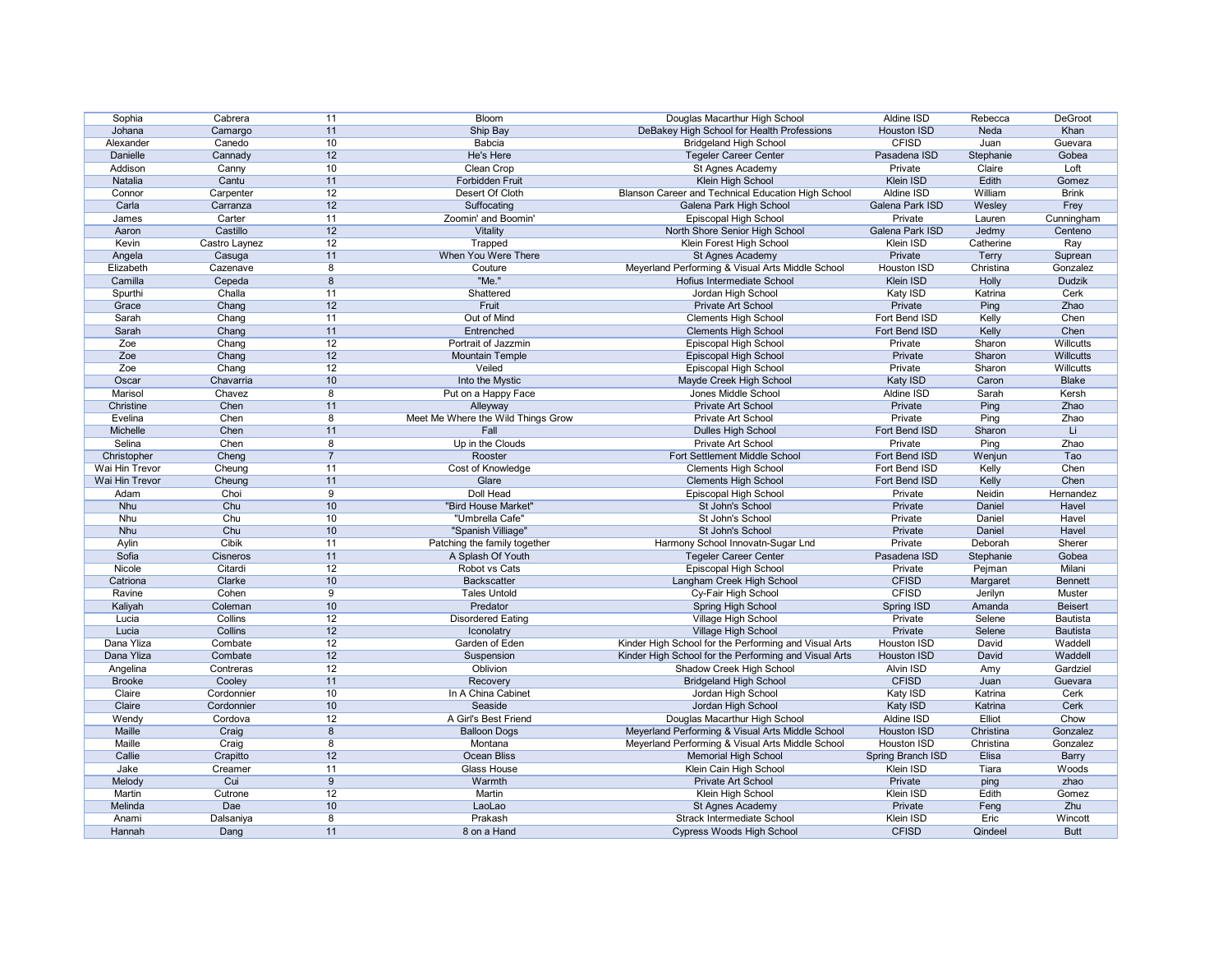| | | | | | | | |
|---|---|---|---|---|---|---|---|
| Sophia | Cabrera | 11 | Bloom | Douglas Macarthur High School | Aldine ISD | Rebecca | DeGroot |
| Johana | Camargo | 11 | Ship Bay | DeBakey High School for Health Professions | Houston ISD | Neda | Khan |
| Alexander | Canedo | 10 | Babcia | Bridgeland High School | CFISD | Juan | Guevara |
| Danielle | Cannady | 12 | He's Here | Tegeler Career Center | Pasadena ISD | Stephanie | Gobea |
| Addison | Canny | 10 | Clean Crop | St Agnes Academy | Private | Claire | Loft |
| Natalia | Cantu | 11 | Forbidden Fruit | Klein High School | Klein ISD | Edith | Gomez |
| Connor | Carpenter | 12 | Desert Of Cloth | Blanson Career and Technical Education High School | Aldine ISD | William | Brink |
| Carla | Carranza | 12 | Suffocating | Galena Park High School | Galena Park ISD | Wesley | Frey |
| James | Carter | 11 | Zoomin' and Boomin' | Episcopal High School | Private | Lauren | Cunningham |
| Aaron | Castillo | 12 | Vitality | North Shore Senior High School | Galena Park ISD | Jedmy | Centeno |
| Kevin | Castro Laynez | 12 | Trapped | Klein Forest High School | Klein ISD | Catherine | Ray |
| Angela | Casuga | 11 | When You Were There | St Agnes Academy | Private | Terry | Suprean |
| Elizabeth | Cazenave | 8 | Couture | Meyerland Performing & Visual Arts Middle School | Houston ISD | Christina | Gonzalez |
| Camilla | Cepeda | 8 | "Me." | Hofius Intermediate School | Klein ISD | Holly | Dudzik |
| Spurthi | Challa | 11 | Shattered | Jordan High School | Katy ISD | Katrina | Cerk |
| Grace | Chang | 12 | Fruit | Private Art School | Private | Ping | Zhao |
| Sarah | Chang | 11 | Out of Mind | Clements High School | Fort Bend ISD | Kelly | Chen |
| Sarah | Chang | 11 | Entrenched | Clements High School | Fort Bend ISD | Kelly | Chen |
| Zoe | Chang | 12 | Portrait of Jazzmin | Episcopal High School | Private | Sharon | Willcutts |
| Zoe | Chang | 12 | Mountain Temple | Episcopal High School | Private | Sharon | Willcutts |
| Zoe | Chang | 12 | Veiled | Episcopal High School | Private | Sharon | Willcutts |
| Oscar | Chavarria | 10 | Into the Mystic | Mayde Creek High School | Katy ISD | Caron | Blake |
| Marisol | Chavez | 8 | Put on a Happy Face | Jones Middle School | Aldine ISD | Sarah | Kersh |
| Christine | Chen | 11 | Alleyway | Private Art School | Private | Ping | Zhao |
| Evelina | Chen | 8 | Meet Me Where the Wild Things Grow | Private Art School | Private | Ping | Zhao |
| Michelle | Chen | 11 | Fall | Dulles High School | Fort Bend ISD | Sharon | Li |
| Selina | Chen | 8 | Up in the Clouds | Private Art School | Private | Ping | Zhao |
| Christopher | Cheng | 7 | Rooster | Fort Settlement Middle School | Fort Bend ISD | Wenjun | Tao |
| Wai Hin Trevor | Cheung | 11 | Cost of Knowledge | Clements High School | Fort Bend ISD | Kelly | Chen |
| Wai Hin Trevor | Cheung | 11 | Glare | Clements High School | Fort Bend ISD | Kelly | Chen |
| Adam | Choi | 9 | Doll Head | Episcopal High School | Private | Neidin | Hernandez |
| Nhu | Chu | 10 | "Bird House Market" | St John's School | Private | Daniel | Havel |
| Nhu | Chu | 10 | "Umbrella Cafe" | St John's School | Private | Daniel | Havel |
| Nhu | Chu | 10 | "Spanish Villiage" | St John's School | Private | Daniel | Havel |
| Aylin | Cibik | 11 | Patching the family together | Harmony School Innovatn-Sugar Lnd | Private | Deborah | Sherer |
| Sofia | Cisneros | 11 | A Splash Of Youth | Tegeler Career Center | Pasadena ISD | Stephanie | Gobea |
| Nicole | Citardi | 12 | Robot vs Cats | Episcopal High School | Private | Pejman | Milani |
| Catriona | Clarke | 10 | Backscatter | Langham Creek High School | CFISD | Margaret | Bennett |
| Ravine | Cohen | 9 | Tales Untold | Cy-Fair High School | CFISD | Jerilyn | Muster |
| Kaliyah | Coleman | 10 | Predator | Spring High School | Spring ISD | Amanda | Beisert |
| Lucia | Collins | 12 | Disordered Eating | Village High School | Private | Selene | Bautista |
| Lucia | Collins | 12 | Iconolatry | Village High School | Private | Selene | Bautista |
| Dana Yliza | Combate | 12 | Garden of Eden | Kinder High School for the Performing and Visual Arts | Houston ISD | David | Waddell |
| Dana Yliza | Combate | 12 | Suspension | Kinder High School for the Performing and Visual Arts | Houston ISD | David | Waddell |
| Angelina | Contreras | 12 | Oblivion | Shadow Creek High School | Alvin ISD | Amy | Gardziel |
| Brooke | Cooley | 11 | Recovery | Bridgeland High School | CFISD | Juan | Guevara |
| Claire | Cordonnier | 10 | In A China Cabinet | Jordan High School | Katy ISD | Katrina | Cerk |
| Claire | Cordonnier | 10 | Seaside | Jordan High School | Katy ISD | Katrina | Cerk |
| Wendy | Cordova | 12 | A Girl's Best Friend | Douglas Macarthur High School | Aldine ISD | Elliot | Chow |
| Maille | Craig | 8 | Balloon Dogs | Meyerland Performing & Visual Arts Middle School | Houston ISD | Christina | Gonzalez |
| Maille | Craig | 8 | Montana | Meyerland Performing & Visual Arts Middle School | Houston ISD | Christina | Gonzalez |
| Callie | Crapitto | 12 | Ocean Bliss | Memorial High School | Spring Branch ISD | Elisa | Barry |
| Jake | Creamer | 11 | Glass House | Klein Cain High School | Klein ISD | Tiara | Woods |
| Melody | Cui | 9 | Warmth | Private Art School | Private | ping | zhao |
| Martin | Cutrone | 12 | Martin | Klein High School | Klein ISD | Edith | Gomez |
| Melinda | Dae | 10 | LaoLao | St Agnes Academy | Private | Feng | Zhu |
| Anami | Dalsaniya | 8 | Prakash | Strack Intermediate School | Klein ISD | Eric | Wincott |
| Hannah | Dang | 11 | 8 on a Hand | Cypress Woods High School | CFISD | Qindeel | Butt |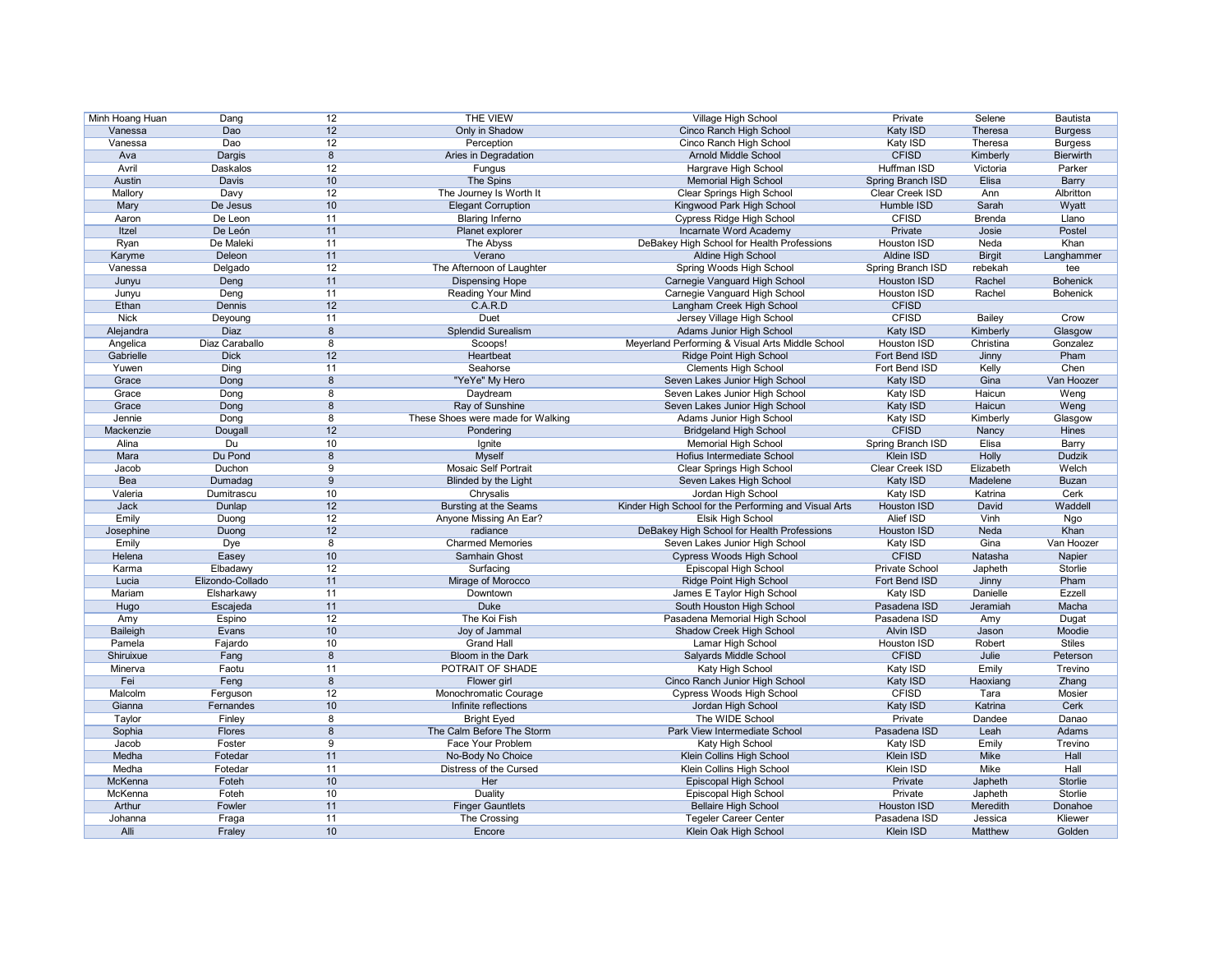| | | | | | | | |
|---|---|---|---|---|---|---|---|
| Minh Hoang Huan | Dang | 12 | THE VIEW | Village High School | Private | Selene | Bautista |
| Vanessa | Dao | 12 | Only in Shadow | Cinco Ranch High School | Katy ISD | Theresa | Burgess |
| Vanessa | Dao | 12 | Perception | Cinco Ranch High School | Katy ISD | Theresa | Burgess |
| Ava | Dargis | 8 | Aries in Degradation | Arnold Middle School | CFISD | Kimberly | Bierwirth |
| Avril | Daskalos | 12 | Fungus | Hargrave High School | Huffman ISD | Victoria | Parker |
| Austin | Davis | 10 | The Spins | Memorial High School | Spring Branch ISD | Elisa | Barry |
| Mallory | Davy | 12 | The Journey Is Worth It | Clear Springs High School | Clear Creek ISD | Ann | Albritton |
| Mary | De Jesus | 10 | Elegant Corruption | Kingwood Park High School | Humble ISD | Sarah | Wyatt |
| Aaron | De Leon | 11 | Blaring Inferno | Cypress Ridge High School | CFISD | Brenda | Llano |
| Itzel | De León | 11 | Planet explorer | Incarnate Word Academy | Private | Josie | Postel |
| Ryan | De Maleki | 11 | The Abyss | DeBakey High School for Health Professions | Houston ISD | Neda | Khan |
| Karyme | Deleon | 11 | Verano | Aldine High School | Aldine ISD | Birgit | Langhammer |
| Vanessa | Delgado | 12 | The Afternoon of Laughter | Spring Woods High School | Spring Branch ISD | rebekah | tee |
| Junyu | Deng | 11 | Dispensing Hope | Carnegie Vanguard High School | Houston ISD | Rachel | Bohenick |
| Junyu | Deng | 11 | Reading Your Mind | Carnegie Vanguard High School | Houston ISD | Rachel | Bohenick |
| Ethan | Dennis | 12 | C.A.R.D | Langham Creek High School | CFISD | | |
| Nick | Deyoung | 11 | Duet | Jersey Village High School | CFISD | Bailey | Crow |
| Alejandra | Diaz | 8 | Splendid Surealism | Adams Junior High School | Katy ISD | Kimberly | Glasgow |
| Angelica | Diaz Caraballo | 8 | Scoops! | Meyerland Performing & Visual Arts Middle School | Houston ISD | Christina | Gonzalez |
| Gabrielle | Dick | 12 | Heartbeat | Ridge Point High School | Fort Bend ISD | Jinny | Pham |
| Yuwen | Ding | 11 | Seahorse | Clements High School | Fort Bend ISD | Kelly | Chen |
| Grace | Dong | 8 | "YeYe" My Hero | Seven Lakes Junior High School | Katy ISD | Gina | Van Hoozer |
| Grace | Dong | 8 | Daydream | Seven Lakes Junior High School | Katy ISD | Haicun | Weng |
| Grace | Dong | 8 | Ray of Sunshine | Seven Lakes Junior High School | Katy ISD | Haicun | Weng |
| Jennie | Dong | 8 | These Shoes were made for Walking | Adams Junior High School | Katy ISD | Kimberly | Glasgow |
| Mackenzie | Dougall | 12 | Pondering | Bridgeland High School | CFISD | Nancy | Hines |
| Alina | Du | 10 | Ignite | Memorial High School | Spring Branch ISD | Elisa | Barry |
| Mara | Du Pond | 8 | Myself | Hofius Intermediate School | Klein ISD | Holly | Dudzik |
| Jacob | Duchon | 9 | Mosaic Self Portrait | Clear Springs High School | Clear Creek ISD | Elizabeth | Welch |
| Bea | Dumadag | 9 | Blinded by the Light | Seven Lakes High School | Katy ISD | Madelene | Buzan |
| Valeria | Dumitrascu | 10 | Chrysalis | Jordan High School | Katy ISD | Katrina | Cerk |
| Jack | Dunlap | 12 | Bursting at the Seams | Kinder High School for the Performing and Visual Arts | Houston ISD | David | Waddell |
| Emily | Duong | 12 | Anyone Missing An Ear? | Elsik High School | Alief ISD | Vinh | Ngo |
| Josephine | Duong | 12 | radiance | DeBakey High School for Health Professions | Houston ISD | Neda | Khan |
| Emily | Dye | 8 | Charmed Memories | Seven Lakes Junior High School | Katy ISD | Gina | Van Hoozer |
| Helena | Easey | 10 | Samhain Ghost | Cypress Woods High School | CFISD | Natasha | Napier |
| Karma | Elbadawy | 12 | Surfacing | Episcopal High School | Private School | Japheth | Storlie |
| Lucia | Elizondo-Collado | 11 | Mirage of Morocco | Ridge Point High School | Fort Bend ISD | Jinny | Pham |
| Mariam | Elsharkawy | 11 | Downtown | James E Taylor High School | Katy ISD | Danielle | Ezzell |
| Hugo | Escajeda | 11 | Duke | South Houston High School | Pasadena ISD | Jeramiah | Macha |
| Amy | Espino | 12 | The Koi Fish | Pasadena Memorial High School | Pasadena ISD | Amy | Dugat |
| Baileigh | Evans | 10 | Joy of Jammal | Shadow Creek High School | Alvin ISD | Jason | Moodie |
| Pamela | Fajardo | 10 | Grand Hall | Lamar High School | Houston ISD | Robert | Stiles |
| Shiruixue | Fang | 8 | Bloom in the Dark | Salyards Middle School | CFISD | Julie | Peterson |
| Minerva | Faotu | 11 | POTRAIT OF SHADE | Katy High School | Katy ISD | Emily | Trevino |
| Fei | Feng | 8 | Flower girl | Cinco Ranch Junior High School | Katy ISD | Haoxiang | Zhang |
| Malcolm | Ferguson | 12 | Monochromatic Courage | Cypress Woods High School | CFISD | Tara | Mosier |
| Gianna | Fernandes | 10 | Infinite reflections | Jordan High School | Katy ISD | Katrina | Cerk |
| Taylor | Finley | 8 | Bright Eyed | The WIDE School | Private | Dandee | Danao |
| Sophia | Flores | 8 | The Calm Before The Storm | Park View Intermediate School | Pasadena ISD | Leah | Adams |
| Jacob | Foster | 9 | Face Your Problem | Katy High School | Katy ISD | Emily | Trevino |
| Medha | Fotedar | 11 | No-Body No Choice | Klein Collins High School | Klein ISD | Mike | Hall |
| Medha | Fotedar | 11 | Distress of the Cursed | Klein Collins High School | Klein ISD | Mike | Hall |
| McKenna | Foteh | 10 | Her | Episcopal High School | Private | Japheth | Storlie |
| McKenna | Foteh | 10 | Duality | Episcopal High School | Private | Japheth | Storlie |
| Arthur | Fowler | 11 | Finger Gauntlets | Bellaire High School | Houston ISD | Meredith | Donahoe |
| Johanna | Fraga | 11 | The Crossing | Tegeler Career Center | Pasadena ISD | Jessica | Kliewer |
| Alli | Fraley | 10 | Encore | Klein Oak High School | Klein ISD | Matthew | Golden |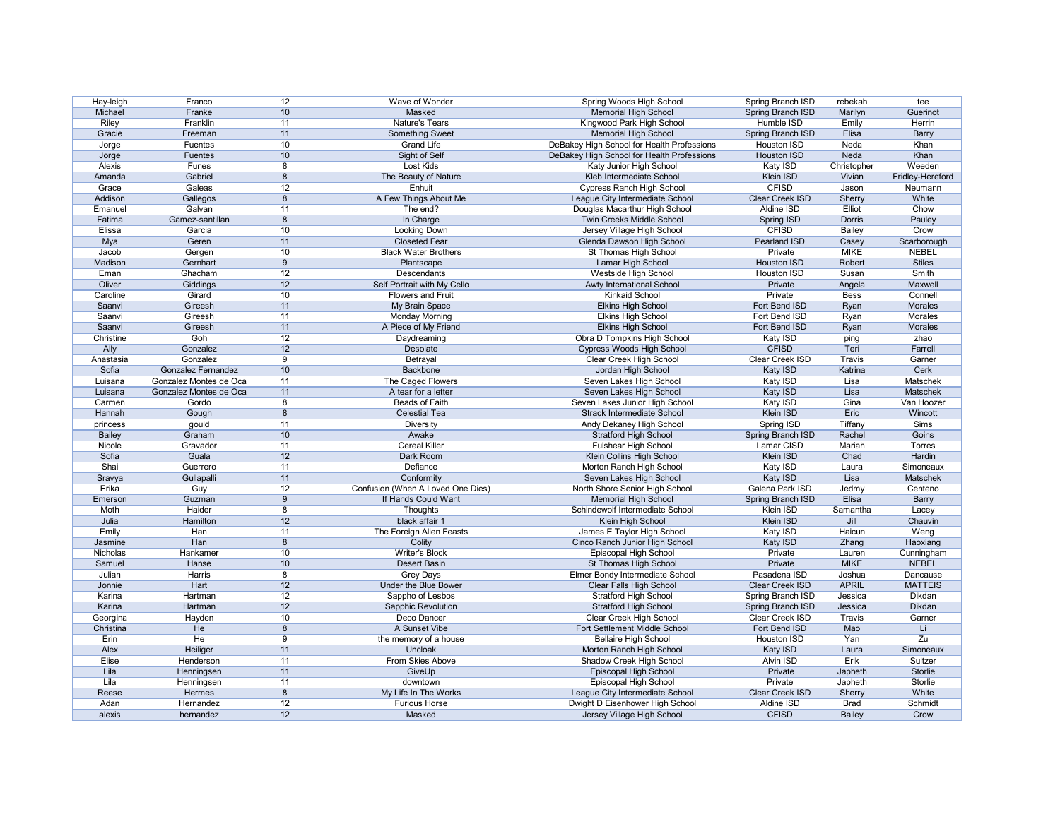| Hay-leigh | Franco | 12 | Wave of Wonder | Spring Woods High School | Spring Branch ISD | rebekah | tee |
|---|---|---|---|---|---|---|---|
| Michael | Franke | 10 | Masked | Memorial High School | Spring Branch ISD | Marilyn | Guerinot |
| Riley | Franklin | 11 | Nature's Tears | Kingwood Park High School | Humble ISD | Emily | Herrin |
| Gracie | Freeman | 11 | Something Sweet | Memorial High School | Spring Branch ISD | Elisa | Barry |
| Jorge | Fuentes | 10 | Grand Life | DeBakey High School for Health Professions | Houston ISD | Neda | Khan |
| Jorge | Fuentes | 10 | Sight of Self | DeBakey High School for Health Professions | Houston ISD | Neda | Khan |
| Alexis | Funes | 8 | Lost Kids | Katy Junior High School | Katy ISD | Christopher | Weeden |
| Amanda | Gabriel | 8 | The Beauty of Nature | Kleb Intermediate School | Klein ISD | Vivian | Fridley-Hereford |
| Grace | Galeas | 12 | Enhuit | Cypress Ranch High School | CFISD | Jason | Neumann |
| Addison | Gallegos | 8 | A Few Things About Me | League City Intermediate School | Clear Creek ISD | Sherry | White |
| Emanuel | Galvan | 11 | The end? | Douglas Macarthur High School | Aldine ISD | Elliot | Chow |
| Fatima | Gamez-santillan | 8 | In Charge | Twin Creeks Middle School | Spring ISD | Dorris | Pauley |
| Elissa | Garcia | 10 | Looking Down | Jersey Village High School | CFISD | Bailey | Crow |
| Mya | Geren | 11 | Closeted Fear | Glenda Dawson High School | Pearland ISD | Casey | Scarborough |
| Jacob | Gergen | 10 | Black Water Brothers | St Thomas High School | Private | MIKE | NEBEL |
| Madison | Gernhart | 9 | Plantscape | Lamar High School | Houston ISD | Robert | Stiles |
| Eman | Ghacham | 12 | Descendants | Westside High School | Houston ISD | Susan | Smith |
| Oliver | Giddings | 12 | Self Portrait with My Cello | Awty International School | Private | Angela | Maxwell |
| Caroline | Girard | 10 | Flowers and Fruit | Kinkaid School | Private | Bess | Connell |
| Saanvi | Gireesh | 11 | My Brain Space | Elkins High School | Fort Bend ISD | Ryan | Morales |
| Saanvi | Gireesh | 11 | Monday Morning | Elkins High School | Fort Bend ISD | Ryan | Morales |
| Saanvi | Gireesh | 11 | A Piece of My Friend | Elkins High School | Fort Bend ISD | Ryan | Morales |
| Christine | Goh | 12 | Daydreaming | Obra D Tompkins High School | Katy ISD | ping | zhao |
| Ally | Gonzalez | 12 | Desolate | Cypress Woods High School | CFISD | Teri | Farrell |
| Anastasia | Gonzalez | 9 | Betrayal | Clear Creek High School | Clear Creek ISD | Travis | Garner |
| Sofia | Gonzalez Fernandez | 10 | Backbone | Jordan High School | Katy ISD | Katrina | Cerk |
| Luisana | Gonzalez Montes de Oca | 11 | The Caged Flowers | Seven Lakes High School | Katy ISD | Lisa | Matschek |
| Luisana | Gonzalez Montes de Oca | 11 | A tear for a letter | Seven Lakes High School | Katy ISD | Lisa | Matschek |
| Carmen | Gordo | 8 | Beads of Faith | Seven Lakes Junior High School | Katy ISD | Gina | Van Hoozer |
| Hannah | Gough | 8 | Celestial Tea | Strack Intermediate School | Klein ISD | Eric | Wincott |
| princess | gould | 11 | Diversity | Andy Dekaney High School | Spring ISD | Tiffany | Sims |
| Bailey | Graham | 10 | Awake | Stratford High School | Spring Branch ISD | Rachel | Goins |
| Nicole | Gravador | 11 | Cereal Killer | Fulshear High School | Lamar CISD | Mariah | Torres |
| Sofia | Guala | 12 | Dark Room | Klein Collins High School | Klein ISD | Chad | Hardin |
| Shai | Guerrero | 11 | Defiance | Morton Ranch High School | Katy ISD | Laura | Simoneaux |
| Sravya | Gullapalli | 11 | Conformity | Seven Lakes High School | Katy ISD | Lisa | Matschek |
| Erika | Guy | 12 | Confusion (When A Loved One Dies) | North Shore Senior High School | Galena Park ISD | Jedmy | Centeno |
| Emerson | Guzman | 9 | If Hands Could Want | Memorial High School | Spring Branch ISD | Elisa | Barry |
| Moth | Haider | 8 | Thoughts | Schindewolf Intermediate School | Klein ISD | Samantha | Lacey |
| Julia | Hamilton | 12 | black affair 1 | Klein High School | Klein ISD | Jill | Chauvin |
| Emily | Han | 11 | The Foreign Alien Feasts | James E Taylor High School | Katy ISD | Haicun | Weng |
| Jasmine | Han | 8 | Colity | Cinco Ranch Junior High School | Katy ISD | Zhang | Haoxiang |
| Nicholas | Hankamer | 10 | Writer's Block | Episcopal High School | Private | Lauren | Cunningham |
| Samuel | Hanse | 10 | Desert Basin | St Thomas High School | Private | MIKE | NEBEL |
| Julian | Harris | 8 | Grey Days | Elmer Bondy Intermediate School | Pasadena ISD | Joshua | Dancause |
| Jonnie | Hart | 12 | Under the Blue Bower | Clear Falls High School | Clear Creek ISD | APRIL | MATTEIS |
| Karina | Hartman | 12 | Sappho of Lesbos | Stratford High School | Spring Branch ISD | Jessica | Dikdan |
| Karina | Hartman | 12 | Sapphic Revolution | Stratford High School | Spring Branch ISD | Jessica | Dikdan |
| Georgina | Hayden | 10 | Deco Dancer | Clear Creek High School | Clear Creek ISD | Travis | Garner |
| Christina | He | 8 | A Sunset Vibe | Fort Settlement Middle School | Fort Bend ISD | Mao | Li |
| Erin | He | 9 | the memory of a house | Bellaire High School | Houston ISD | Yan | Zu |
| Alex | Heiliger | 11 | Uncloak | Morton Ranch High School | Katy ISD | Laura | Simoneaux |
| Elise | Henderson | 11 | From Skies Above | Shadow Creek High School | Alvin ISD | Erik | Sultzer |
| Lila | Henningsen | 11 | GiveUp | Episcopal High School | Private | Japheth | Storlie |
| Lila | Henningsen | 11 | downtown | Episcopal High School | Private | Japheth | Storlie |
| Reese | Hermes | 8 | My Life In The Works | League City Intermediate School | Clear Creek ISD | Sherry | White |
| Adan | Hernandez | 12 | Furious Horse | Dwight D Eisenhower High School | Aldine ISD | Brad | Schmidt |
| alexis | hernandez | 12 | Masked | Jersey Village High School | CFISD | Bailey | Crow |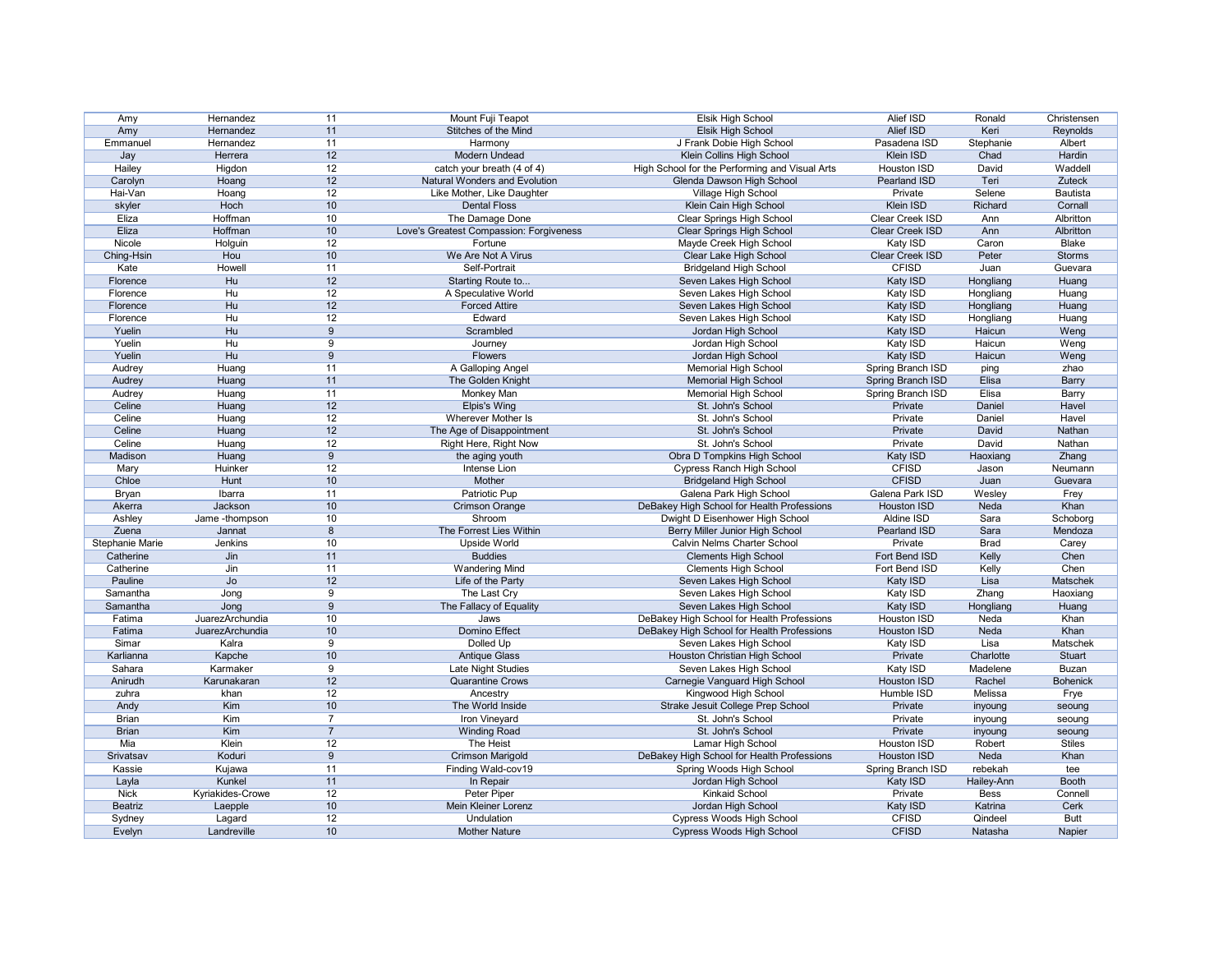| | | | | | | | |
|---|---|---|---|---|---|---|---|
| Amy | Hernandez | 11 | Mount Fuji Teapot | Elsik High School | Alief ISD | Ronald | Christensen |
| Amy | Hernandez | 11 | Stitches of the Mind | Elsik High School | Alief ISD | Keri | Reynolds |
| Emmanuel | Hernandez | 11 | Harmony | J Frank Dobie High School | Pasadena ISD | Stephanie | Albert |
| Jay | Herrera | 12 | Modern Undead | Klein Collins High School | Klein ISD | Chad | Hardin |
| Hailey | Higdon | 12 | catch your breath (4 of 4) | High School for the Performing and Visual Arts | Houston ISD | David | Waddell |
| Carolyn | Hoang | 12 | Natural Wonders and Evolution | Glenda Dawson High School | Pearland ISD | Teri | Zuteck |
| Hai-Van | Hoang | 12 | Like Mother, Like Daughter | Village High School | Private | Selene | Bautista |
| skyler | Hoch | 10 | Dental Floss | Klein Cain High School | Klein ISD | Richard | Cornall |
| Eliza | Hoffman | 10 | The Damage Done | Clear Springs High School | Clear Creek ISD | Ann | Albritton |
| Eliza | Hoffman | 10 | Love's Greatest Compassion: Forgiveness | Clear Springs High School | Clear Creek ISD | Ann | Albritton |
| Nicole | Holguin | 12 | Fortune | Mayde Creek High School | Katy ISD | Caron | Blake |
| Ching-Hsin | Hou | 10 | We Are Not A Virus | Clear Lake High School | Clear Creek ISD | Peter | Storms |
| Kate | Howell | 11 | Self-Portrait | Bridgeland High School | CFISD | Juan | Guevara |
| Florence | Hu | 12 | Starting Route to... | Seven Lakes High School | Katy ISD | Hongliang | Huang |
| Florence | Hu | 12 | A Speculative World | Seven Lakes High School | Katy ISD | Hongliang | Huang |
| Florence | Hu | 12 | Forced Attire | Seven Lakes High School | Katy ISD | Hongliang | Huang |
| Florence | Hu | 12 | Edward | Seven Lakes High School | Katy ISD | Hongliang | Huang |
| Yuelin | Hu | 9 | Scrambled | Jordan High School | Katy ISD | Haicun | Weng |
| Yuelin | Hu | 9 | Journey | Jordan High School | Katy ISD | Haicun | Weng |
| Yuelin | Hu | 9 | Flowers | Jordan High School | Katy ISD | Haicun | Weng |
| Audrey | Huang | 11 | A Galloping Angel | Memorial High School | Spring Branch ISD | ping | zhao |
| Audrey | Huang | 11 | The Golden Knight | Memorial High School | Spring Branch ISD | Elisa | Barry |
| Audrey | Huang | 11 | Monkey Man | Memorial High School | Spring Branch ISD | Elisa | Barry |
| Celine | Huang | 12 | Elpis's Wing | St. John's School | Private | Daniel | Havel |
| Celine | Huang | 12 | Wherever Mother Is | St. John's School | Private | Daniel | Havel |
| Celine | Huang | 12 | The Age of Disappointment | St. John's School | Private | David | Nathan |
| Celine | Huang | 12 | Right Here, Right Now | St. John's School | Private | David | Nathan |
| Madison | Huang | 9 | the aging youth | Obra D Tompkins High School | Katy ISD | Haoxiang | Zhang |
| Mary | Huinker | 12 | Intense Lion | Cypress Ranch High School | CFISD | Jason | Neumann |
| Chloe | Hunt | 10 | Mother | Bridgeland High School | CFISD | Juan | Guevara |
| Bryan | Ibarra | 11 | Patriotic Pup | Galena Park High School | Galena Park ISD | Wesley | Frey |
| Akerra | Jackson | 10 | Crimson Orange | DeBakey High School for Health Professions | Houston ISD | Neda | Khan |
| Ashley | Jame -thompson | 10 | Shroom | Dwight D Eisenhower High School | Aldine ISD | Sara | Schoborg |
| Zuena | Jannat | 8 | The Forrest Lies Within | Berry Miller Junior High School | Pearland ISD | Sara | Mendoza |
| Stephanie Marie | Jenkins | 10 | Upside World | Calvin Nelms Charter School | Private | Brad | Carey |
| Catherine | Jin | 11 | Buddies | Clements High School | Fort Bend ISD | Kelly | Chen |
| Catherine | Jin | 11 | Wandering Mind | Clements High School | Fort Bend ISD | Kelly | Chen |
| Pauline | Jo | 12 | Life of the Party | Seven Lakes High School | Katy ISD | Lisa | Matschek |
| Samantha | Jong | 9 | The Last Cry | Seven Lakes High School | Katy ISD | Zhang | Haoxiang |
| Samantha | Jong | 9 | The Fallacy of Equality | Seven Lakes High School | Katy ISD | Hongliang | Huang |
| Fatima | JuarezArchundia | 10 | Jaws | DeBakey High School for Health Professions | Houston ISD | Neda | Khan |
| Fatima | JuarezArchundia | 10 | Domino Effect | DeBakey High School for Health Professions | Houston ISD | Neda | Khan |
| Simar | Kalra | 9 | Dolled Up | Seven Lakes High School | Katy ISD | Lisa | Matschek |
| Karlianna | Kapche | 10 | Antique Glass | Houston Christian High School | Private | Charlotte | Stuart |
| Sahara | Karmaker | 9 | Late Night Studies | Seven Lakes High School | Katy ISD | Madelene | Buzan |
| Anirudh | Karunakaran | 12 | Quarantine Crows | Carnegie Vanguard High School | Houston ISD | Rachel | Bohenick |
| zuhra | khan | 12 | Ancestry | Kingwood High School | Humble ISD | Melissa | Frye |
| Andy | Kim | 10 | The World Inside | Strake Jesuit College Prep School | Private | inyoung | seoung |
| Brian | Kim | 7 | Iron Vineyard | St. John's School | Private | inyoung | seoung |
| Brian | Kim | 7 | Winding Road | St. John's School | Private | inyoung | seoung |
| Mia | Klein | 12 | The Heist | Lamar High School | Houston ISD | Robert | Stiles |
| Srivatsav | Koduri | 9 | Crimson Marigold | DeBakey High School for Health Professions | Houston ISD | Neda | Khan |
| Kassie | Kujawa | 11 | Finding Wald-cov19 | Spring Woods High School | Spring Branch ISD | rebekah | tee |
| Layla | Kunkel | 11 | In Repair | Jordan High School | Katy ISD | Hailey-Ann | Booth |
| Nick | Kyriakides-Crowe | 12 | Peter Piper | Kinkaid School | Private | Bess | Connell |
| Beatriz | Laepple | 10 | Mein Kleiner Lorenz | Jordan High School | Katy ISD | Katrina | Cerk |
| Sydney | Lagard | 12 | Undulation | Cypress Woods High School | CFISD | Qindeel | Butt |
| Evelyn | Landreville | 10 | Mother Nature | Cypress Woods High School | CFISD | Natasha | Napier |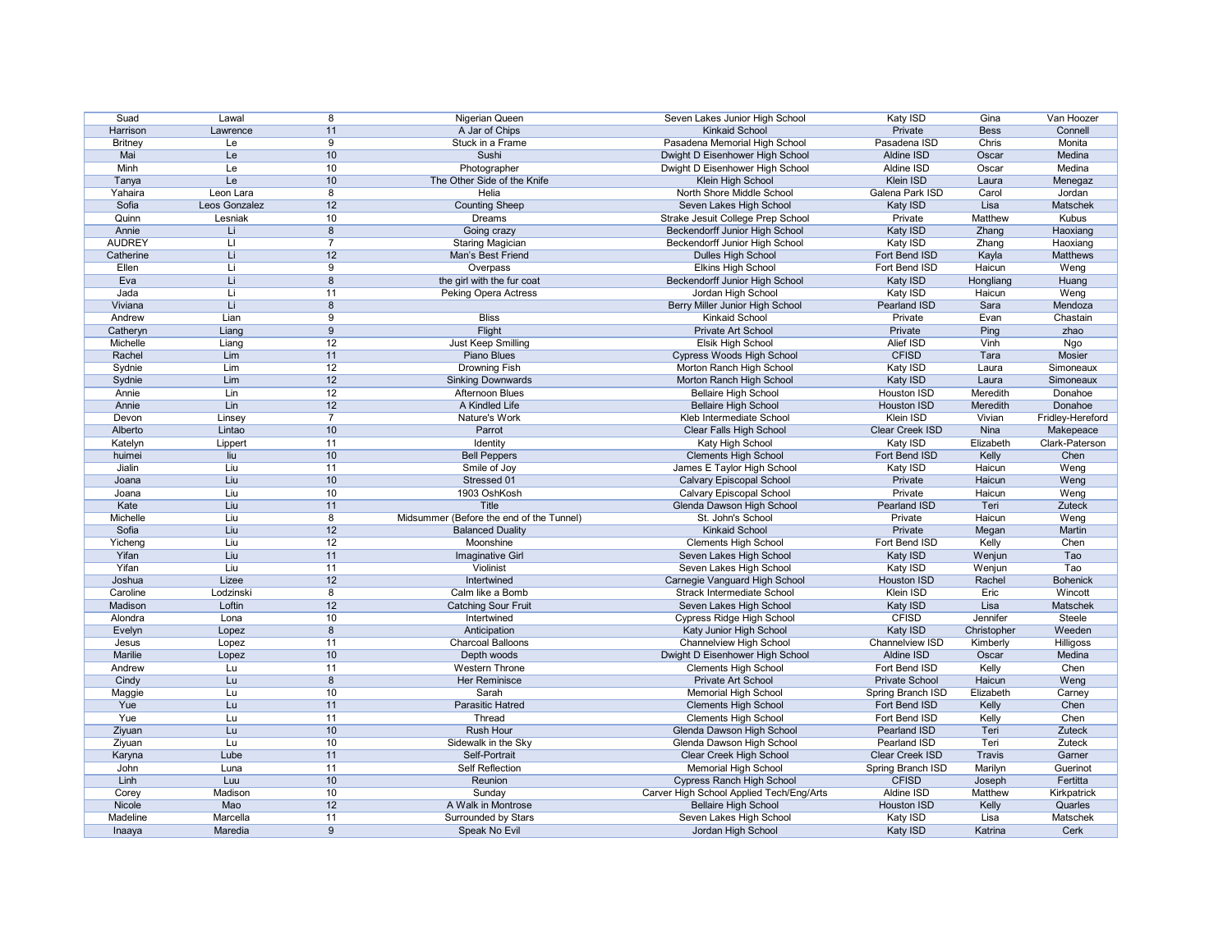| | | | | | | | |
|---|---|---|---|---|---|---|---|
| Suad | Lawal | 8 | Nigerian Queen | Seven Lakes Junior High School | Katy ISD | Gina | Van Hoozer |
| Harrison | Lawrence | 11 | A Jar of Chips | Kinkaid School | Private | Bess | Connell |
| Britney | Le | 9 | Stuck in a Frame | Pasadena Memorial High School | Pasadena ISD | Chris | Monita |
| Mai | Le | 10 | Sushi | Dwight D Eisenhower High School | Aldine ISD | Oscar | Medina |
| Minh | Le | 10 | Photographer | Dwight D Eisenhower High School | Aldine ISD | Oscar | Medina |
| Tanya | Le | 10 | The Other Side of the Knife | Klein High School | Klein ISD | Laura | Menegaz |
| Yahaira | Leon Lara | 8 | Helia | North Shore Middle School | Galena Park ISD | Carol | Jordan |
| Sofia | Leos Gonzalez | 12 | Counting Sheep | Seven Lakes High School | Katy ISD | Lisa | Matschek |
| Quinn | Lesniak | 10 | Dreams | Strake Jesuit College Prep School | Private | Matthew | Kubus |
| Annie | Li | 8 | Going crazy | Beckendorff Junior High School | Katy ISD | Zhang | Haoxiang |
| AUDREY | LI | 7 | Staring Magician | Beckendorff Junior High School | Katy ISD | Zhang | Haoxiang |
| Catherine | Li | 12 | Man's Best Friend | Dulles High School | Fort Bend ISD | Kayla | Matthews |
| Ellen | Li | 9 | Overpass | Elkins High School | Fort Bend ISD | Haicun | Weng |
| Eva | Li | 8 | the girl with the fur coat | Beckendorff Junior High School | Katy ISD | Hongliang | Huang |
| Jada | Li | 11 | Peking Opera Actress | Jordan High School | Katy ISD | Haicun | Weng |
| Viviana | Li | 8 | | Berry Miller Junior High School | Pearland ISD | Sara | Mendoza |
| Andrew | Lian | 9 | Bliss | Kinkaid School | Private | Evan | Chastain |
| Catheryn | Liang | 9 | Flight | Private Art School | Private | Ping | zhao |
| Michelle | Liang | 12 | Just Keep Smilling | Elsik High School | Alief ISD | Vinh | Ngo |
| Rachel | Lim | 11 | Piano Blues | Cypress Woods High School | CFISD | Tara | Mosier |
| Sydnie | Lim | 12 | Drowning Fish | Morton Ranch High School | Katy ISD | Laura | Simoneaux |
| Sydnie | Lim | 12 | Sinking Downwards | Morton Ranch High School | Katy ISD | Laura | Simoneaux |
| Annie | Lin | 12 | Afternoon Blues | Bellaire High School | Houston ISD | Meredith | Donahoe |
| Annie | Lin | 12 | A Kindled Life | Bellaire High School | Houston ISD | Meredith | Donahoe |
| Devon | Linsey | 7 | Nature's Work | Kleb Intermediate School | Klein ISD | Vivian | Fridley-Hereford |
| Alberto | Lintao | 10 | Parrot | Clear Falls High School | Clear Creek ISD | Nina | Makepeace |
| Katelyn | Lippert | 11 | Identity | Katy High School | Katy ISD | Elizabeth | Clark-Paterson |
| huimei | liu | 10 | Bell Peppers | Clements High School | Fort Bend ISD | Kelly | Chen |
| Jialin | Liu | 11 | Smile of Joy | James E Taylor High School | Katy ISD | Haicun | Weng |
| Joana | Liu | 10 | Stressed 01 | Calvary Episcopal School | Private | Haicun | Weng |
| Joana | Liu | 10 | 1903 OshKosh | Calvary Episcopal School | Private | Haicun | Weng |
| Kate | Liu | 11 | Title | Glenda Dawson High School | Pearland ISD | Teri | Zuteck |
| Michelle | Liu | 8 | Midsummer (Before the end of the Tunnel) | St. John's School | Private | Haicun | Weng |
| Sofia | Liu | 12 | Balanced Duality | Kinkaid School | Private | Megan | Martin |
| Yicheng | Liu | 12 | Moonshine | Clements High School | Fort Bend ISD | Kelly | Chen |
| Yifan | Liu | 11 | Imaginative Girl | Seven Lakes High School | Katy ISD | Wenjun | Tao |
| Yifan | Liu | 11 | Violinist | Seven Lakes High School | Katy ISD | Wenjun | Tao |
| Joshua | Lizee | 12 | Intertwined | Carnegie Vanguard High School | Houston ISD | Rachel | Bohenick |
| Caroline | Lodzinski | 8 | Calm like a Bomb | Strack Intermediate School | Klein ISD | Eric | Wincott |
| Madison | Loftin | 12 | Catching Sour Fruit | Seven Lakes High School | Katy ISD | Lisa | Matschek |
| Alondra | Lona | 10 | Intertwined | Cypress Ridge High School | CFISD | Jennifer | Steele |
| Evelyn | Lopez | 8 | Anticipation | Katy Junior High School | Katy ISD | Christopher | Weeden |
| Jesus | Lopez | 11 | Charcoal Balloons | Channelview High School | Channelview ISD | Kimberly | Hilligoss |
| Marilie | Lopez | 10 | Depth woods | Dwight D Eisenhower High School | Aldine ISD | Oscar | Medina |
| Andrew | Lu | 11 | Western Throne | Clements High School | Fort Bend ISD | Kelly | Chen |
| Cindy | Lu | 8 | Her Reminisce | Private Art School | Private School | Haicun | Weng |
| Maggie | Lu | 10 | Sarah | Memorial High School | Spring Branch ISD | Elizabeth | Carney |
| Yue | Lu | 11 | Parasitic Hatred | Clements High School | Fort Bend ISD | Kelly | Chen |
| Yue | Lu | 11 | Thread | Clements High School | Fort Bend ISD | Kelly | Chen |
| Ziyuan | Lu | 10 | Rush Hour | Glenda Dawson High School | Pearland ISD | Teri | Zuteck |
| Ziyuan | Lu | 10 | Sidewalk in the Sky | Glenda Dawson High School | Pearland ISD | Teri | Zuteck |
| Karyna | Lube | 11 | Self-Portrait | Clear Creek High School | Clear Creek ISD | Travis | Garner |
| John | Luna | 11 | Self Reflection | Memorial High School | Spring Branch ISD | Marilyn | Guerinot |
| Linh | Luu | 10 | Reunion | Cypress Ranch High School | CFISD | Joseph | Fertitta |
| Corey | Madison | 10 | Sunday | Carver High School Applied Tech/Eng/Arts | Aldine ISD | Matthew | Kirkpatrick |
| Nicole | Mao | 12 | A Walk in Montrose | Bellaire High School | Houston ISD | Kelly | Quarles |
| Madeline | Marcella | 11 | Surrounded by Stars | Seven Lakes High School | Katy ISD | Lisa | Matschek |
| Inaaya | Maredia | 9 | Speak No Evil | Jordan High School | Katy ISD | Katrina | Cerk |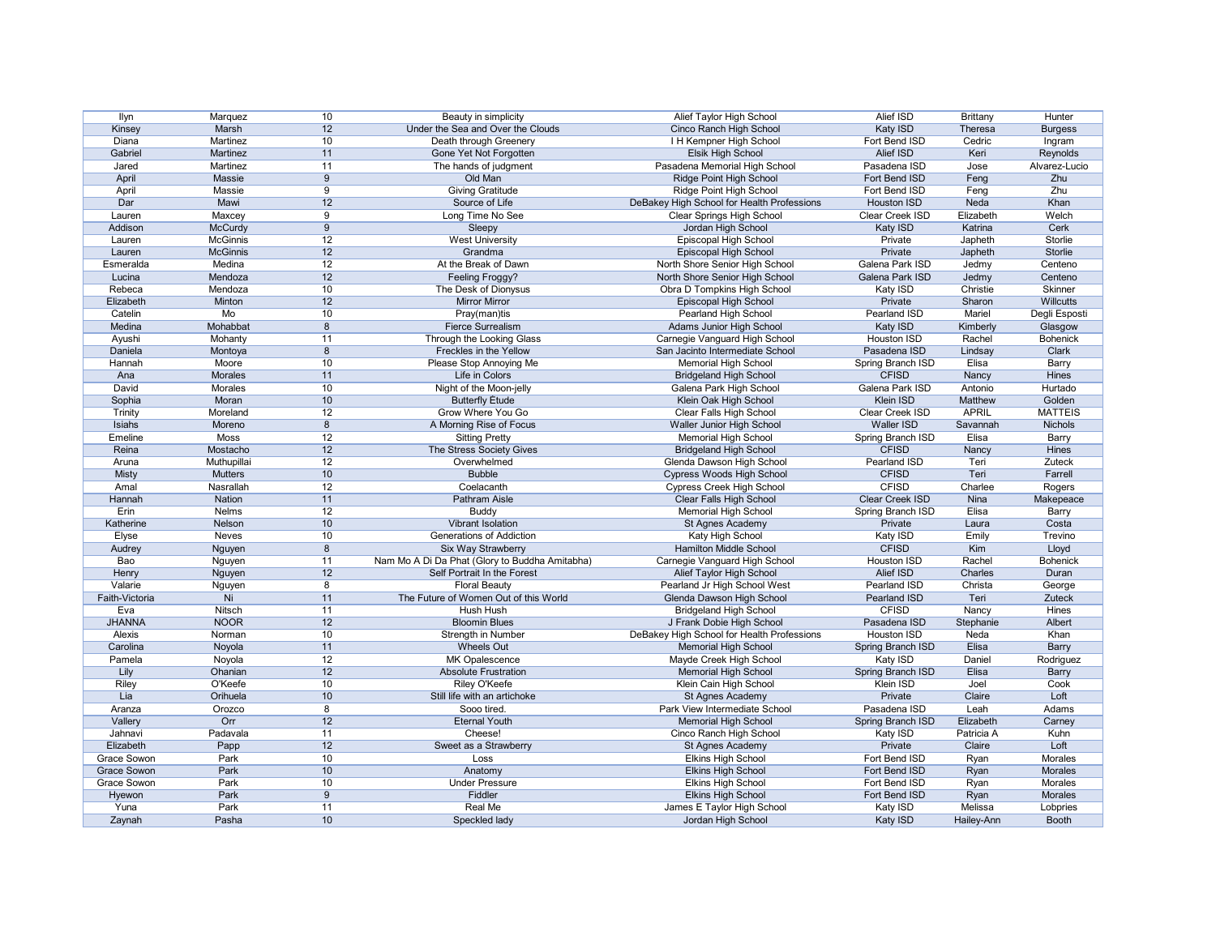| | | | | | | | |
|---|---|---|---|---|---|---|---|
| Ilyn | Marquez | 10 | Beauty in simplicity | Alief Taylor High School | Alief ISD | Brittany | Hunter |
| Kinsey | Marsh | 12 | Under the Sea and Over the Clouds | Cinco Ranch High School | Katy ISD | Theresa | Burgess |
| Diana | Martinez | 10 | Death through Greenery | I H Kempner High School | Fort Bend ISD | Cedric | Ingram |
| Gabriel | Martinez | 11 | Gone Yet Not Forgotten | Elsik High School | Alief ISD | Keri | Reynolds |
| Jared | Martinez | 11 | The hands of judgment | Pasadena Memorial High School | Pasadena ISD | Jose | Alvarez-Lucio |
| April | Massie | 9 | Old Man | Ridge Point High School | Fort Bend ISD | Feng | Zhu |
| April | Massie | 9 | Giving Gratitude | Ridge Point High School | Fort Bend ISD | Feng | Zhu |
| Dar | Mawi | 12 | Source of Life | DeBakey High School for Health Professions | Houston ISD | Neda | Khan |
| Lauren | Maxcey | 9 | Long Time No See | Clear Springs High School | Clear Creek ISD | Elizabeth | Welch |
| Addison | McCurdy | 9 | Sleepy | Jordan High School | Katy ISD | Katrina | Cerk |
| Lauren | McGinnis | 12 | West University | Episcopal High School | Private | Japheth | Storlie |
| Lauren | McGinnis | 12 | Grandma | Episcopal High School | Private | Japheth | Storlie |
| Esmeralda | Medina | 12 | At the Break of Dawn | North Shore Senior High School | Galena Park ISD | Jedmy | Centeno |
| Lucina | Mendoza | 12 | Feeling Froggy? | North Shore Senior High School | Galena Park ISD | Jedmy | Centeno |
| Rebeca | Mendoza | 10 | The Desk of Dionysus | Obra D Tompkins High School | Katy ISD | Christie | Skinner |
| Elizabeth | Minton | 12 | Mirror Mirror | Episcopal High School | Private | Sharon | Willcutts |
| Catelin | Mo | 10 | Pray(man)tis | Pearland High School | Pearland ISD | Mariel | Degli Esposti |
| Medina | Mohabbat | 8 | Fierce Surrealism | Adams Junior High School | Katy ISD | Kimberly | Glasgow |
| Ayushi | Mohanty | 11 | Through the Looking Glass | Carnegie Vanguard High School | Houston ISD | Rachel | Bohenick |
| Daniela | Montoya | 8 | Freckles in the Yellow | San Jacinto Intermediate School | Pasadena ISD | Lindsay | Clark |
| Hannah | Moore | 10 | Please Stop Annoying Me | Memorial High School | Spring Branch ISD | Elisa | Barry |
| Ana | Morales | 11 | Life in Colors | Bridgeland High School | CFISD | Nancy | Hines |
| David | Morales | 10 | Night of the Moon-jelly | Galena Park High School | Galena Park ISD | Antonio | Hurtado |
| Sophia | Moran | 10 | Butterfly Étude | Klein Oak High School | Klein ISD | Matthew | Golden |
| Trinity | Moreland | 12 | Grow Where You Go | Clear Falls High School | Clear Creek ISD | APRIL | MATTEIS |
| Isiahs | Moreno | 8 | A Morning Rise of Focus | Waller Junior High School | Waller ISD | Savannah | Nichols |
| Emeline | Moss | 12 | Sitting Pretty | Memorial High School | Spring Branch ISD | Elisa | Barry |
| Reina | Mostacho | 12 | The Stress Society Gives | Bridgeland High School | CFISD | Nancy | Hines |
| Aruna | Muthupillai | 12 | Overwhelmed | Glenda Dawson High School | Pearland ISD | Teri | Zuteck |
| Misty | Mutters | 10 | Bubble | Cypress Woods High School | CFISD | Teri | Farrell |
| Amal | Nasrallah | 12 | Coelacanth | Cypress Creek High School | CFISD | Charlee | Rogers |
| Hannah | Nation | 11 | Pathram Aisle | Clear Falls High School | Clear Creek ISD | Nina | Makepeace |
| Erin | Nelms | 12 | Buddy | Memorial High School | Spring Branch ISD | Elisa | Barry |
| Katherine | Nelson | 10 | Vibrant Isolation | St Agnes Academy | Private | Laura | Costa |
| Elyse | Neves | 10 | Generations of Addiction | Katy High School | Katy ISD | Emily | Trevino |
| Audrey | Nguyen | 8 | Six Way Strawberry | Hamilton Middle School | CFISD | Kim | Lloyd |
| Bao | Nguyen | 11 | Nam Mo A Di Da Phat (Glory to Buddha Amitabha) | Carnegie Vanguard High School | Houston ISD | Rachel | Bohenick |
| Henry | Nguyen | 12 | Self Portrait In the Forest | Alief Taylor High School | Alief ISD | Charles | Duran |
| Valarie | Nguyen | 8 | Floral Beauty | Pearland Jr High School West | Pearland ISD | Christa | George |
| Faith-Victoria | Ni | 11 | The Future of Women Out of this World | Glenda Dawson High School | Pearland ISD | Teri | Zuteck |
| Eva | Nitsch | 11 | Hush Hush | Bridgeland High School | CFISD | Nancy | Hines |
| JHANNA | NOOR | 12 | Bloomin Blues | J Frank Dobie High School | Pasadena ISD | Stephanie | Albert |
| Alexis | Norman | 10 | Strength in Number | DeBakey High School for Health Professions | Houston ISD | Neda | Khan |
| Carolina | Noyola | 11 | Wheels Out | Memorial High School | Spring Branch ISD | Elisa | Barry |
| Pamela | Noyola | 12 | MK Opalescence | Mayde Creek High School | Katy ISD | Daniel | Rodriguez |
| Lily | Ohanian | 12 | Absolute Frustration | Memorial High School | Spring Branch ISD | Elisa | Barry |
| Riley | O'Keefe | 10 | Riley O'Keefe | Klein Cain High School | Klein ISD | Joel | Cook |
| Lia | Orihuela | 10 | Still life with an artichoke | St Agnes Academy | Private | Claire | Loft |
| Aranza | Orozco | 8 | Sooo tired. | Park View Intermediate School | Pasadena ISD | Leah | Adams |
| Vallery | Orr | 12 | Eternal Youth | Memorial High School | Spring Branch ISD | Elizabeth | Carney |
| Jahnavi | Padavala | 11 | Cheese! | Cinco Ranch High School | Katy ISD | Patricia A | Kuhn |
| Elizabeth | Papp | 12 | Sweet as a Strawberry | St Agnes Academy | Private | Claire | Loft |
| Grace Sowon | Park | 10 | Loss | Elkins High School | Fort Bend ISD | Ryan | Morales |
| Grace Sowon | Park | 10 | Anatomy | Elkins High School | Fort Bend ISD | Ryan | Morales |
| Grace Sowon | Park | 10 | Under Pressure | Elkins High School | Fort Bend ISD | Ryan | Morales |
| Hyewon | Park | 9 | Fiddler | Elkins High School | Fort Bend ISD | Ryan | Morales |
| Yuna | Park | 11 | Real Me | James E Taylor High School | Katy ISD | Melissa | Lobpries |
| Zaynah | Pasha | 10 | Speckled lady | Jordan High School | Katy ISD | Hailey-Ann | Booth |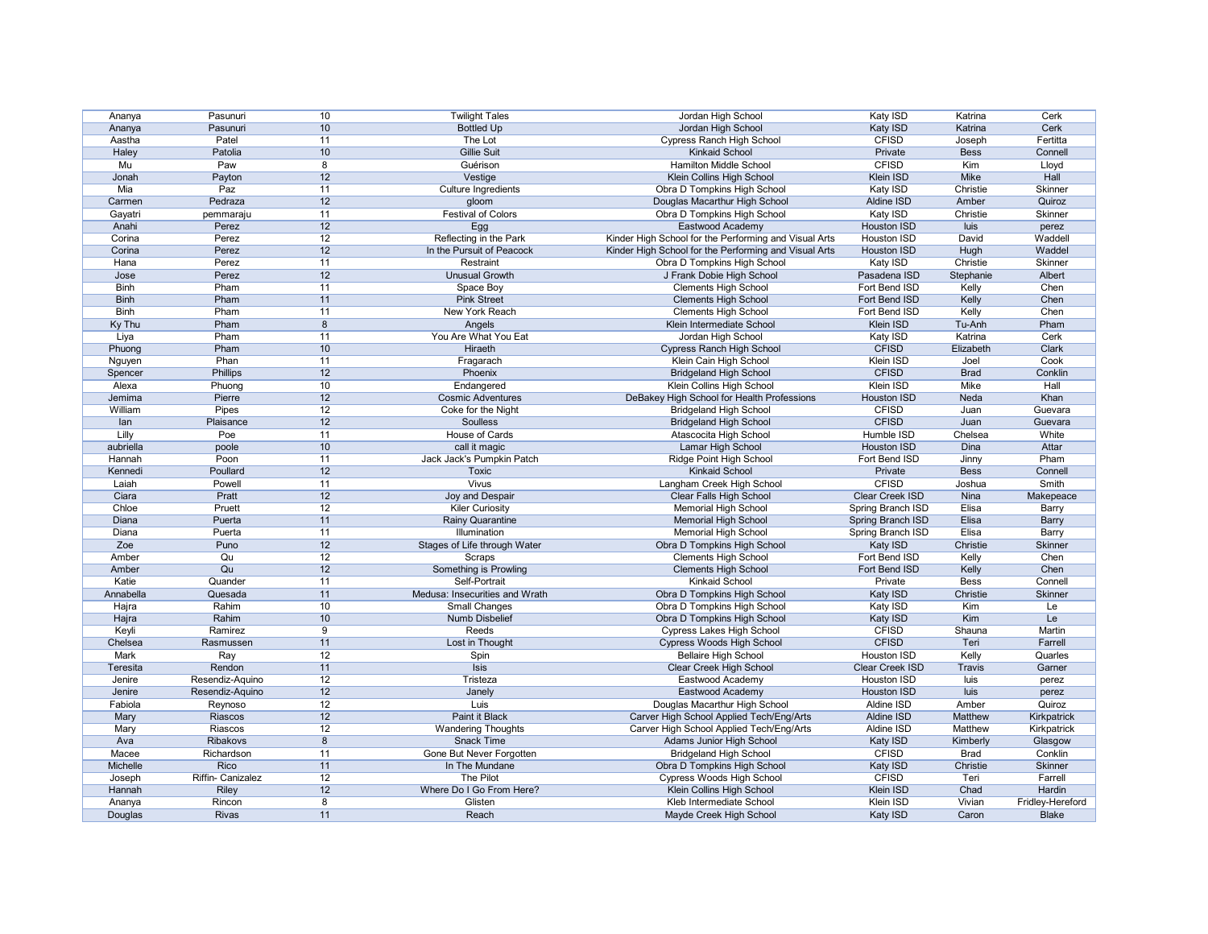| | | | | | | | |
|---|---|---|---|---|---|---|---|
| Ananya | Pasunuri | 10 | Twilight Tales | Jordan High School | Katy ISD | Katrina | Cerk |
| Ananya | Pasunuri | 10 | Bottled Up | Jordan High School | Katy ISD | Katrina | Cerk |
| Aastha | Patel | 11 | The Lot | Cypress Ranch High School | CFISD | Joseph | Fertitta |
| Haley | Patolia | 10 | Gillie Suit | Kinkaid School | Private | Bess | Connell |
| Mu | Paw | 8 | Guérison | Hamilton Middle School | CFISD | Kim | Lloyd |
| Jonah | Payton | 12 | Vestige | Klein Collins High School | Klein ISD | Mike | Hall |
| Mia | Paz | 11 | Culture Ingredients | Obra D Tompkins High School | Katy ISD | Christie | Skinner |
| Carmen | Pedraza | 12 | gloom | Douglas Macarthur High School | Aldine ISD | Amber | Quiroz |
| Gayatri | pemmaraju | 11 | Festival of Colors | Obra D Tompkins High School | Katy ISD | Christie | Skinner |
| Anahi | Perez | 12 | Egg | Eastwood Academy | Houston ISD | luis | perez |
| Corina | Perez | 12 | Reflecting in the Park | Kinder High School for the Performing and Visual Arts | Houston ISD | David | Waddell |
| Corina | Perez | 12 | In the Pursuit of Peacock | Kinder High School for the Performing and Visual Arts | Houston ISD | Hugh | Waddel |
| Hana | Perez | 11 | Restraint | Obra D Tompkins High School | Katy ISD | Christie | Skinner |
| Jose | Perez | 12 | Unusual Growth | J Frank Dobie High School | Pasadena ISD | Stephanie | Albert |
| Binh | Pham | 11 | Space Boy | Clements High School | Fort Bend ISD | Kelly | Chen |
| Binh | Pham | 11 | Pink Street | Clements High School | Fort Bend ISD | Kelly | Chen |
| Binh | Pham | 11 | New York Reach | Clements High School | Fort Bend ISD | Kelly | Chen |
| Ky Thu | Pham | 8 | Angels | Klein Intermediate School | Klein ISD | Tu-Anh | Pham |
| Liya | Pham | 11 | You Are What You Eat | Jordan High School | Katy ISD | Katrina | Cerk |
| Phuong | Pham | 10 | Hiraeth | Cypress Ranch High School | CFISD | Elizabeth | Clark |
| Nguyen | Phan | 11 | Fragarach | Klein Cain High School | Klein ISD | Joel | Cook |
| Spencer | Phillips | 12 | Phoenix | Bridgeland High School | CFISD | Brad | Conklin |
| Alexa | Phuong | 10 | Endangered | Klein Collins High School | Klein ISD | Mike | Hall |
| Jemima | Pierre | 12 | Cosmic Adventures | DeBakey High School for Health Professions | Houston ISD | Neda | Khan |
| William | Pipes | 12 | Coke for the Night | Bridgeland High School | CFISD | Juan | Guevara |
| Ian | Plaisance | 12 | Soulless | Bridgeland High School | CFISD | Juan | Guevara |
| Lilly | Poe | 11 | House of Cards | Atascocita High School | Humble ISD | Chelsea | White |
| aubriella | poole | 10 | call it magic | Lamar High School | Houston ISD | Dina | Attar |
| Hannah | Poon | 11 | Jack Jack's Pumpkin Patch | Ridge Point High School | Fort Bend ISD | Jinny | Pham |
| Kennedi | Poullard | 12 | Toxic | Kinkaid School | Private | Bess | Connell |
| Laiah | Powell | 11 | Vivus | Langham Creek High School | CFISD | Joshua | Smith |
| Ciara | Pratt | 12 | Joy and Despair | Clear Falls High School | Clear Creek ISD | Nina | Makepeace |
| Chloe | Pruett | 12 | Kiler Curiosity | Memorial High School | Spring Branch ISD | Elisa | Barry |
| Diana | Puerta | 11 | Rainy Quarantine | Memorial High School | Spring Branch ISD | Elisa | Barry |
| Diana | Puerta | 11 | Illumination | Memorial High School | Spring Branch ISD | Elisa | Barry |
| Zoe | Puno | 12 | Stages of Life through Water | Obra D Tompkins High School | Katy ISD | Christie | Skinner |
| Amber | Qu | 12 | Scraps | Clements High School | Fort Bend ISD | Kelly | Chen |
| Amber | Qu | 12 | Something is Prowling | Clements High School | Fort Bend ISD | Kelly | Chen |
| Katie | Quander | 11 | Self-Portrait | Kinkaid School | Private | Bess | Connell |
| Annabella | Quesada | 11 | Medusa: Insecurities and Wrath | Obra D Tompkins High School | Katy ISD | Christie | Skinner |
| Hajra | Rahim | 10 | Small Changes | Obra D Tompkins High School | Katy ISD | Kim | Le |
| Hajra | Rahim | 10 | Numb Disbelief | Obra D Tompkins High School | Katy ISD | Kim | Le |
| Keyli | Ramirez | 9 | Reeds | Cypress Lakes High School | CFISD | Shauna | Martin |
| Chelsea | Rasmussen | 11 | Lost in Thought | Cypress Woods High School | CFISD | Teri | Farrell |
| Mark | Ray | 12 | Spin | Bellaire High School | Houston ISD | Kelly | Quarles |
| Teresita | Rendon | 11 | Isis | Clear Creek High School | Clear Creek ISD | Travis | Garner |
| Jenire | Resendiz-Aquino | 12 | Tristeza | Eastwood Academy | Houston ISD | luis | perez |
| Jenire | Resendiz-Aquino | 12 | Janely | Eastwood Academy | Houston ISD | luis | perez |
| Fabiola | Reynoso | 12 | Luis | Douglas Macarthur High School | Aldine ISD | Amber | Quiroz |
| Mary | Riascos | 12 | Paint it Black | Carver High School Applied Tech/Eng/Arts | Aldine ISD | Matthew | Kirkpatrick |
| Mary | Riascos | 12 | Wandering Thoughts | Carver High School Applied Tech/Eng/Arts | Aldine ISD | Matthew | Kirkpatrick |
| Ava | Ribakovs | 8 | Snack Time | Adams Junior High School | Katy ISD | Kimberly | Glasgow |
| Macee | Richardson | 11 | Gone But Never Forgotten | Bridgeland High School | CFISD | Brad | Conklin |
| Michelle | Rico | 11 | In The Mundane | Obra D Tompkins High School | Katy ISD | Christie | Skinner |
| Joseph | Riffin- Canizalez | 12 | The Pilot | Cypress Woods High School | CFISD | Teri | Farrell |
| Hannah | Riley | 12 | Where Do I Go From Here? | Klein Collins High School | Klein ISD | Chad | Hardin |
| Ananya | Rincon | 8 | Glisten | Kleb Intermediate School | Klein ISD | Vivian | Fridley-Hereford |
| Douglas | Rivas | 11 | Reach | Mayde Creek High School | Katy ISD | Caron | Blake |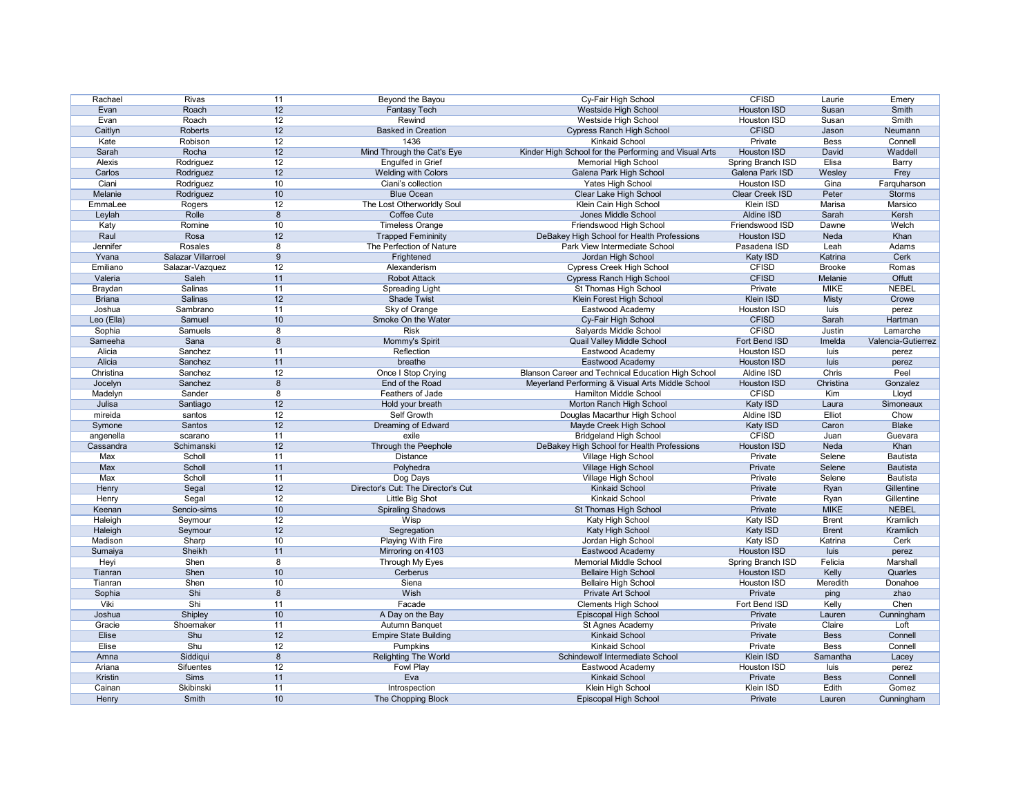| | | | | | | | |
|---|---|---|---|---|---|---|---|
| Rachael | Rivas | 11 | Beyond the Bayou | Cy-Fair High School | CFISD | Laurie | Emery |
| Evan | Roach | 12 | Fantasy Tech | Westside High School | Houston ISD | Susan | Smith |
| Evan | Roach | 12 | Rewind | Westside High School | Houston ISD | Susan | Smith |
| Caitlyn | Roberts | 12 | Basked in Creation | Cypress Ranch High School | CFISD | Jason | Neumann |
| Kate | Robison | 12 | 1436 | Kinkaid School | Private | Bess | Connell |
| Sarah | Rocha | 12 | Mind Through the Cat's Eye | Kinder High School for the Performing and Visual Arts | Houston ISD | David | Waddell |
| Alexis | Rodriguez | 12 | Engulfed in Grief | Memorial High School | Spring Branch ISD | Elisa | Barry |
| Carlos | Rodriguez | 12 | Welding with Colors | Galena Park High School | Galena Park ISD | Wesley | Frey |
| Ciani | Rodriguez | 10 | Ciani's collection | Yates High School | Houston ISD | Gina | Farquharson |
| Melanie | Rodriguez | 10 | Blue Ocean | Clear Lake High School | Clear Creek ISD | Peter | Storms |
| EmmaLee | Rogers | 12 | The Lost Otherworldly Soul | Klein Cain High School | Klein ISD | Marisa | Marsico |
| Leylah | Rolle | 8 | Coffee Cute | Jones Middle School | Aldine ISD | Sarah | Kersh |
| Katy | Romine | 10 | Timeless Orange | Friendswood High School | Friendswood ISD | Dawne | Welch |
| Raul | Rosa | 12 | Trapped Femininity | DeBakey High School for Health Professions | Houston ISD | Neda | Khan |
| Jennifer | Rosales | 8 | The Perfection of Nature | Park View Intermediate School | Pasadena ISD | Leah | Adams |
| Yvana | Salazar Villarroel | 9 | Frightened | Jordan High School | Katy ISD | Katrina | Cerk |
| Emiliano | Salazar-Vazquez | 12 | Alexanderism | Cypress Creek High School | CFISD | Brooke | Romas |
| Valeria | Saleh | 11 | Robot Attack | Cypress Ranch High School | CFISD | Melanie | Offutt |
| Braydan | Salinas | 11 | Spreading Light | St Thomas High School | Private | MIKE | NEBEL |
| Briana | Salinas | 12 | Shade Twist | Klein Forest High School | Klein ISD | Misty | Crowe |
| Joshua | Sambrano | 11 | Sky of Orange | Eastwood Academy | Houston ISD | luis | perez |
| Leo (Ella) | Samuel | 10 | Smoke On the Water | Cy-Fair High School | CFISD | Sarah | Hartman |
| Sophia | Samuels | 8 | Risk | Salyards Middle School | CFISD | Justin | Lamarche |
| Sameeha | Sana | 8 | Mommy's Spirit | Quail Valley Middle School | Fort Bend ISD | Imelda | Valencia-Gutierrez |
| Alicia | Sanchez | 11 | Reflection | Eastwood Academy | Houston ISD | luis | perez |
| Alicia | Sanchez | 11 | breathe | Eastwood Academy | Houston ISD | luis | perez |
| Christina | Sanchez | 12 | Once I Stop Crying | Blanson Career and Technical Education High School | Aldine ISD | Chris | Peel |
| Jocelyn | Sanchez | 8 | End of the Road | Meyerland Performing & Visual Arts Middle School | Houston ISD | Christina | Gonzalez |
| Madelyn | Sander | 8 | Feathers of Jade | Hamilton Middle School | CFISD | Kim | Lloyd |
| Julisa | Santiago | 12 | Hold your breath | Morton Ranch High School | Katy ISD | Laura | Simoneaux |
| mireida | santos | 12 | Self Growth | Douglas Macarthur High School | Aldine ISD | Elliot | Chow |
| Symone | Santos | 12 | Dreaming of Edward | Mayde Creek High School | Katy ISD | Caron | Blake |
| angenella | scarano | 11 | exile | Bridgeland High School | CFISD | Juan | Guevara |
| Cassandra | Schimanski | 12 | Through the Peephole | DeBakey High School for Health Professions | Houston ISD | Neda | Khan |
| Max | Scholl | 11 | Distance | Village High School | Private | Selene | Bautista |
| Max | Scholl | 11 | Polyhedra | Village High School | Private | Selene | Bautista |
| Max | Scholl | 11 | Dog Days | Village High School | Private | Selene | Bautista |
| Henry | Segal | 12 | Director's Cut: The Director's Cut | Kinkaid School | Private | Ryan | Gillentine |
| Henry | Segal | 12 | Little Big Shot | Kinkaid School | Private | Ryan | Gillentine |
| Keenan | Sencio-sims | 10 | Spiraling Shadows | St Thomas High School | Private | MIKE | NEBEL |
| Haleigh | Seymour | 12 | Wisp | Katy High School | Katy ISD | Brent | Kramlich |
| Haleigh | Seymour | 12 | Segregation | Katy High School | Katy ISD | Brent | Kramlich |
| Madison | Sharp | 10 | Playing With Fire | Jordan High School | Katy ISD | Katrina | Cerk |
| Sumaiya | Sheikh | 11 | Mirroring on 4103 | Eastwood Academy | Houston ISD | luis | perez |
| Heyi | Shen | 8 | Through My Eyes | Memorial Middle School | Spring Branch ISD | Felicia | Marshall |
| Tianran | Shen | 10 | Cerberus | Bellaire High School | Houston ISD | Kelly | Quarles |
| Tianran | Shen | 10 | Siena | Bellaire High School | Houston ISD | Meredith | Donahoe |
| Sophia | Shi | 8 | Wish | Private Art School | Private | ping | zhao |
| Viki | Shi | 11 | Facade | Clements High School | Fort Bend ISD | Kelly | Chen |
| Joshua | Shipley | 10 | A Day on the Bay | Episcopal High School | Private | Lauren | Cunningham |
| Gracie | Shoemaker | 11 | Autumn Banquet | St Agnes Academy | Private | Claire | Loft |
| Elise | Shu | 12 | Empire State Building | Kinkaid School | Private | Bess | Connell |
| Elise | Shu | 12 | Pumpkins | Kinkaid School | Private | Bess | Connell |
| Amna | Siddiqui | 8 | Relighting The World | Schindewolf Intermediate School | Klein ISD | Samantha | Lacey |
| Ariana | Sifuentes | 12 | Fowl Play | Eastwood Academy | Houston ISD | luis | perez |
| Kristin | Sims | 11 | Eva | Kinkaid School | Private | Bess | Connell |
| Cainan | Skibinski | 11 | Introspection | Klein High School | Klein ISD | Edith | Gomez |
| Henry | Smith | 10 | The Chopping Block | Episcopal High School | Private | Lauren | Cunningham |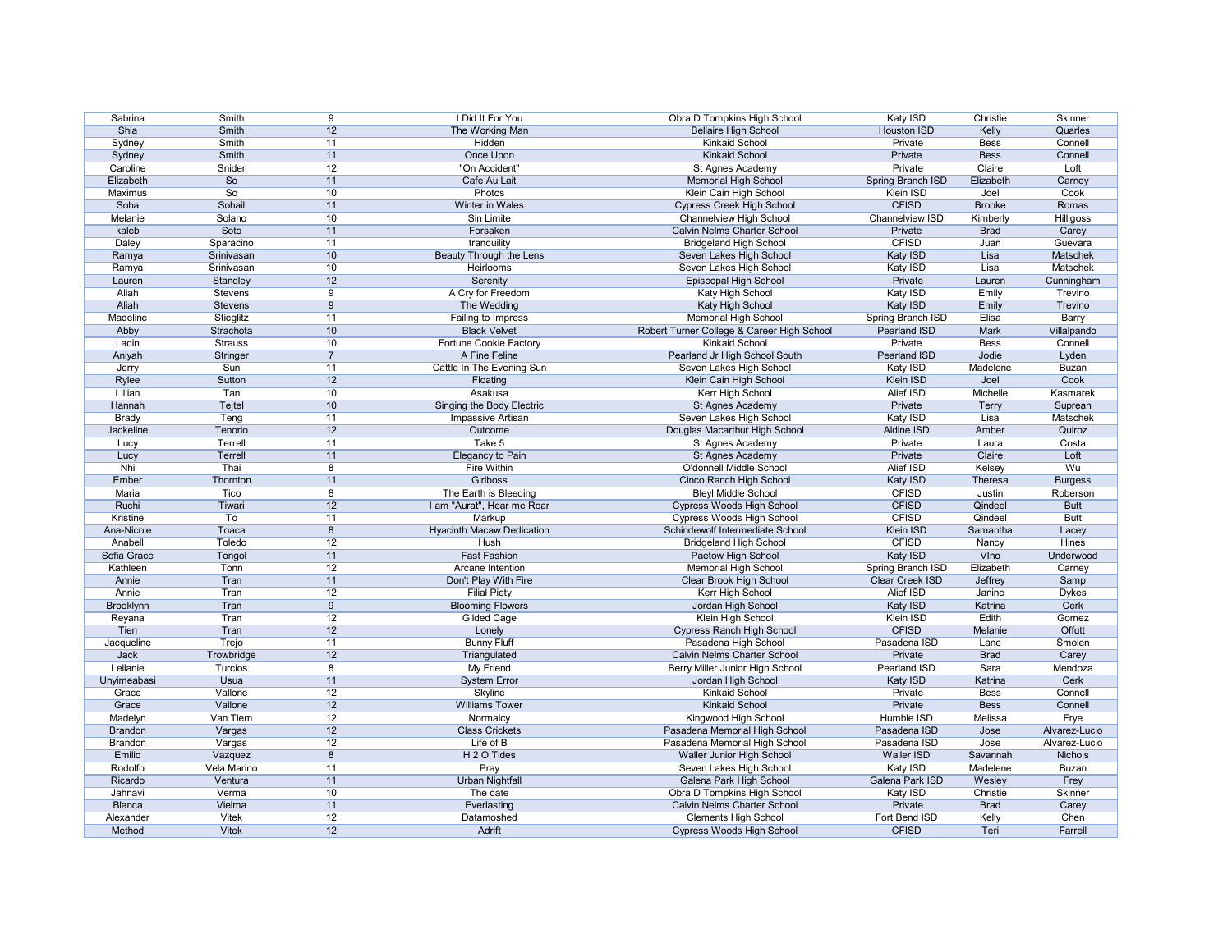| | | | | | | | |
|---|---|---|---|---|---|---|---|
| Sabrina | Smith | 9 | I Did It For You | Obra D Tompkins High School | Katy ISD | Christie | Skinner |
| Shia | Smith | 12 | The Working Man | Bellaire High School | Houston ISD | Kelly | Quarles |
| Sydney | Smith | 11 | Hidden | Kinkaid School | Private | Bess | Connell |
| Sydney | Smith | 11 | Once Upon | Kinkaid School | Private | Bess | Connell |
| Caroline | Snider | 12 | "On Accident" | St Agnes Academy | Private | Claire | Loft |
| Elizabeth | So | 11 | Cafe Au Lait | Memorial High School | Spring Branch ISD | Elizabeth | Carney |
| Maximus | So | 10 | Photos | Klein Cain High School | Klein ISD | Joel | Cook |
| Soha | Sohail | 11 | Winter in Wales | Cypress Creek High School | CFISD | Brooke | Romas |
| Melanie | Solano | 10 | Sin Limite | Channelview High School | Channelview ISD | Kimberly | Hilligoss |
| kaleb | Soto | 11 | Forsaken | Calvin Nelms Charter School | Private | Brad | Carey |
| Daley | Sparacino | 11 | tranquility | Bridgeland High School | CFISD | Juan | Guevara |
| Ramya | Srinivasan | 10 | Beauty Through the Lens | Seven Lakes High School | Katy ISD | Lisa | Matschek |
| Ramya | Srinivasan | 10 | Heirlooms | Seven Lakes High School | Katy ISD | Lisa | Matschek |
| Lauren | Standley | 12 | Serenity | Episcopal High School | Private | Lauren | Cunningham |
| Aliah | Stevens | 9 | A Cry for Freedom | Katy High School | Katy ISD | Emily | Trevino |
| Aliah | Stevens | 9 | The Wedding | Katy High School | Katy ISD | Emily | Trevino |
| Madeline | Stieglitz | 11 | Failing to Impress | Memorial High School | Spring Branch ISD | Elisa | Barry |
| Abby | Strachota | 10 | Black Velvet | Robert Turner College & Career High School | Pearland ISD | Mark | Villalpando |
| Ladin | Strauss | 10 | Fortune Cookie Factory | Kinkaid School | Private | Bess | Connell |
| Aniyah | Stringer | 7 | A Fine Feline | Pearland Jr High School South | Pearland ISD | Jodie | Lyden |
| Jerry | Sun | 11 | Cattle In The Evening Sun | Seven Lakes High School | Katy ISD | Madelene | Buzan |
| Rylee | Sutton | 12 | Floating | Klein Cain High School | Klein ISD | Joel | Cook |
| Lillian | Tan | 10 | Asakusa | Kerr High School | Alief ISD | Michelle | Kasmarek |
| Hannah | Tejtel | 10 | Singing the Body Electric | St Agnes Academy | Private | Terry | Suprean |
| Brady | Teng | 11 | Impassive Artisan | Seven Lakes High School | Katy ISD | Lisa | Matschek |
| Jackeline | Tenorio | 12 | Outcome | Douglas Macarthur High School | Aldine ISD | Amber | Quiroz |
| Lucy | Terrell | 11 | Take 5 | St Agnes Academy | Private | Laura | Costa |
| Lucy | Terrell | 11 | Elegancy to Pain | St Agnes Academy | Private | Claire | Loft |
| Nhi | Thai | 8 | Fire Within | O'donnell Middle School | Alief ISD | Kelsey | Wu |
| Ember | Thornton | 11 | Girlboss | Cinco Ranch High School | Katy ISD | Theresa | Burgess |
| Maria | Tico | 8 | The Earth is Bleeding | Bleyl Middle School | CFISD | Justin | Roberson |
| Ruchi | Tiwari | 12 | I am "Aurat", Hear me Roar | Cypress Woods High School | CFISD | Qindeel | Butt |
| Kristine | To | 11 | Markup | Cypress Woods High School | CFISD | Qindeel | Butt |
| Ana-Nicole | Toaca | 8 | Hyacinth Macaw Dedication | Schindewolf Intermediate School | Klein ISD | Samantha | Lacey |
| Anabell | Toledo | 12 | Hush | Bridgeland High School | CFISD | Nancy | Hines |
| Sofia Grace | Tongol | 11 | Fast Fashion | Paetow High School | Katy ISD | Vlno | Underwood |
| Kathleen | Tonn | 12 | Arcane Intention | Memorial High School | Spring Branch ISD | Elizabeth | Carney |
| Annie | Tran | 11 | Don't Play With Fire | Clear Brook High School | Clear Creek ISD | Jeffrey | Samp |
| Annie | Tran | 12 | Filial Piety | Kerr High School | Alief ISD | Janine | Dykes |
| Brooklynn | Tran | 9 | Blooming Flowers | Jordan High School | Katy ISD | Katrina | Cerk |
| Reyana | Tran | 12 | Gilded Cage | Klein High School | Klein ISD | Edith | Gomez |
| Tien | Tran | 12 | Lonely | Cypress Ranch High School | CFISD | Melanie | Offutt |
| Jacqueline | Trejo | 11 | Bunny Fluff | Pasadena High School | Pasadena ISD | Lane | Smolen |
| Jack | Trowbridge | 12 | Triangulated | Calvin Nelms Charter School | Private | Brad | Carey |
| Leilanie | Turcios | 8 | My Friend | Berry Miller Junior High School | Pearland ISD | Sara | Mendoza |
| Unyimeabasi | Usua | 11 | System Error | Jordan High School | Katy ISD | Katrina | Cerk |
| Grace | Vallone | 12 | Skyline | Kinkaid School | Private | Bess | Connell |
| Grace | Vallone | 12 | Williams Tower | Kinkaid School | Private | Bess | Connell |
| Madelyn | Van Tiem | 12 | Normalcy | Kingwood High School | Humble ISD | Melissa | Frye |
| Brandon | Vargas | 12 | Class Crickets | Pasadena Memorial High School | Pasadena ISD | Jose | Alvarez-Lucio |
| Brandon | Vargas | 12 | Life of B | Pasadena Memorial High School | Pasadena ISD | Jose | Alvarez-Lucio |
| Emilio | Vazquez | 8 | H 2 O Tides | Waller Junior High School | Waller ISD | Savannah | Nichols |
| Rodolfo | Vela Marino | 11 | Pray | Seven Lakes High School | Katy ISD | Madelene | Buzan |
| Ricardo | Ventura | 11 | Urban Nightfall | Galena Park High School | Galena Park ISD | Wesley | Frey |
| Jahnavi | Verma | 10 | The date | Obra D Tompkins High School | Katy ISD | Christie | Skinner |
| Blanca | Vielma | 11 | Everlasting | Calvin Nelms Charter School | Private | Brad | Carey |
| Alexander | Vitek | 12 | Datamoshed | Clements High School | Fort Bend ISD | Kelly | Chen |
| Method | Vitek | 12 | Adrift | Cypress Woods High School | CFISD | Teri | Farrell |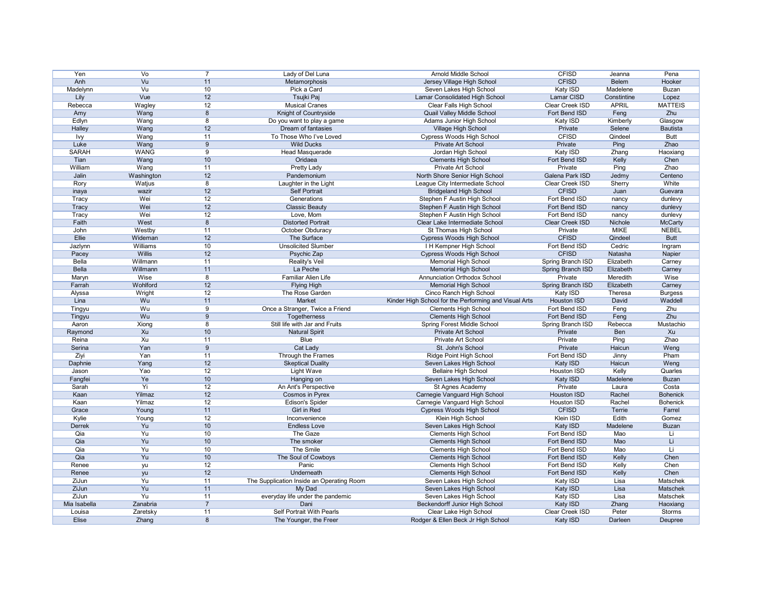| | | | | | | | |
|---|---|---|---|---|---|---|---|
| Yen | Vo | 7 | Lady of Del Luna | Arnold Middle School | CFISD | Jeanna | Pena |
| Anh | Vu | 11 | Metamorphosis | Jersey Village High School | CFISD | Belem | Hooker |
| Madelynn | Vu | 10 | Pick a Card | Seven Lakes High School | Katy ISD | Madelene | Buzan |
| Lily | Vue | 12 | Tsujki Paj | Lamar Consolidated High School | Lamar CISD | Constintine | Lopez |
| Rebecca | Wagley | 12 | Musical Cranes | Clear Falls High School | Clear Creek ISD | APRIL | MATTEIS |
| Amy | Wang | 8 | Knight of Countryside | Quail Valley Middle School | Fort Bend ISD | Feng | Zhu |
| Edlyn | Wang | 8 | Do you want to play a game | Adams Junior High School | Katy ISD | Kimberly | Glasgow |
| Halley | Wang | 12 | Dream of fantasies | Village High School | Private | Selene | Bautista |
| Ivy | Wang | 11 | To Those Who I've Loved | Cypress Woods High School | CFISD | Qindeel | Butt |
| Luke | Wang | 9 | Wild Ducks | Private Art School | Private | Ping | Zhao |
| SARAH | WANG | 9 | Head Masquerade | Jordan High School | Katy ISD | Zhang | Haoxiang |
| Tian | Wang | 10 | Oridaea | Clements High School | Fort Bend ISD | Kelly | Chen |
| William | Wang | 11 | Pretty Lady | Private Art School | Private | Ping | Zhao |
| Jalin | Washington | 12 | Pandemonium | North Shore Senior High School | Galena Park ISD | Jedmy | Centeno |
| Rory | Watjus | 8 | Laughter in the Light | League City Intermediate School | Clear Creek ISD | Sherry | White |
| inaya | wazir | 12 | Self Portrait | Bridgeland High School | CFISD | Juan | Guevara |
| Tracy | Wei | 12 | Generations | Stephen F Austin High School | Fort Bend ISD | nancy | dunlevy |
| Tracy | Wei | 12 | Classic Beauty | Stephen F Austin High School | Fort Bend ISD | nancy | dunlevy |
| Tracy | Wei | 12 | Love, Mom | Stephen F Austin High School | Fort Bend ISD | nancy | dunlevy |
| Faith | West | 8 | Distorted Portrait | Clear Lake Intermediate School | Clear Creek ISD | Nichole | McCarty |
| John | Westby | 11 | October Obduracy | St Thomas High School | Private | MIKE | NEBEL |
| Ellie | Wideman | 12 | The Surface | Cypress Woods High School | CFISD | Qindeel | Butt |
| Jazlynn | Williams | 10 | Unsolicited Slumber | I H Kempner High School | Fort Bend ISD | Cedric | Ingram |
| Pacey | Willis | 12 | Psychic Zap | Cypress Woods High School | CFISD | Natasha | Napier |
| Bella | Willmann | 11 | Reality's Veil | Memorial High School | Spring Branch ISD | Elizabeth | Carney |
| Bella | Willmann | 11 | La Peche | Memorial High School | Spring Branch ISD | Elizabeth | Carney |
| Maryn | Wise | 8 | Familiar Alien Life | Annunciation Orthodox School | Private | Meredith | Wise |
| Farrah | Wohlford | 12 | Flying High | Memorial High School | Spring Branch ISD | Elizabeth | Carney |
| Alyssa | Wright | 12 | The Rose Garden | Cinco Ranch High School | Katy ISD | Theresa | Burgess |
| Lina | Wu | 11 | Market | Kinder High School for the Performing and Visual Arts | Houston ISD | David | Waddell |
| Tingyu | Wu | 9 | Once a Stranger, Twice a Friend | Clements High School | Fort Bend ISD | Feng | Zhu |
| Tingyu | Wu | 9 | Togetherness | Clements High School | Fort Bend ISD | Feng | Zhu |
| Aaron | Xiong | 8 | Still life with Jar and Fruits | Spring Forest Middle School | Spring Branch ISD | Rebecca | Mustachio |
| Raymond | Xu | 10 | Natural Spirit | Private Art School | Private | Ben | Xu |
| Reina | Xu | 11 | Blue | Private Art School | Private | Ping | Zhao |
| Serina | Yan | 9 | Cat Lady | St. John's School | Private | Haicun | Weng |
| Ziyi | Yan | 11 | Through the Frames | Ridge Point High School | Fort Bend ISD | Jinny | Pham |
| Daphnie | Yang | 12 | Skeptical Duality | Seven Lakes High School | Katy ISD | Haicun | Weng |
| Jason | Yao | 12 | Light Wave | Bellaire High School | Houston ISD | Kelly | Quarles |
| Fangfei | Ye | 10 | Hanging on | Seven Lakes High School | Katy ISD | Madelene | Buzan |
| Sarah | Yi | 12 | An Ant's Perspective | St Agnes Academy | Private | Laura | Costa |
| Kaan | Yilmaz | 12 | Cosmos in Pyrex | Carnegie Vanguard High School | Houston ISD | Rachel | Bohenick |
| Kaan | Yilmaz | 12 | Edison's Spider | Carnegie Vanguard High School | Houston ISD | Rachel | Bohenick |
| Grace | Young | 11 | Girl in Red | Cypress Woods High School | CFISD | Terrie | Farrel |
| Kylie | Young | 12 | Inconvenience | Klein High School | Klein ISD | Edith | Gomez |
| Derrek | Yu | 10 | Endless Love | Seven Lakes High School | Katy ISD | Madelene | Buzan |
| Qia | Yu | 10 | The Gaze | Clements High School | Fort Bend ISD | Mao | Li |
| Qia | Yu | 10 | The smoker | Clements High School | Fort Bend ISD | Mao | Li |
| Qia | Yu | 10 | The Smile | Clements High School | Fort Bend ISD | Mao | Li |
| Qia | Yu | 10 | The Soul of Cowboys | Clements High School | Fort Bend ISD | Kelly | Chen |
| Renee | yu | 12 | Panic | Clements High School | Fort Bend ISD | Kelly | Chen |
| Renee | yu | 12 | Underneath | Clements High School | Fort Bend ISD | Kelly | Chen |
| ZiJun | Yu | 11 | The Supplication Inside an Operating Room | Seven Lakes High School | Katy ISD | Lisa | Matschek |
| ZiJun | Yu | 11 | My Dad | Seven Lakes High School | Katy ISD | Lisa | Matschek |
| ZiJun | Yu | 11 | everyday life under the pandemic | Seven Lakes High School | Katy ISD | Lisa | Matschek |
| Mia Isabella | Zanabria | 7 | Dani | Beckendorff Junior High School | Katy ISD | Zhang | Haoxiang |
| Louisa | Zaretsky | 11 | Self Portrait With Pearls | Clear Lake High School | Clear Creek ISD | Peter | Storms |
| Elise | Zhang | 8 | The Younger, the Freer | Rodger & Ellen Beck Jr High School | Katy ISD | Darleen | Deupree |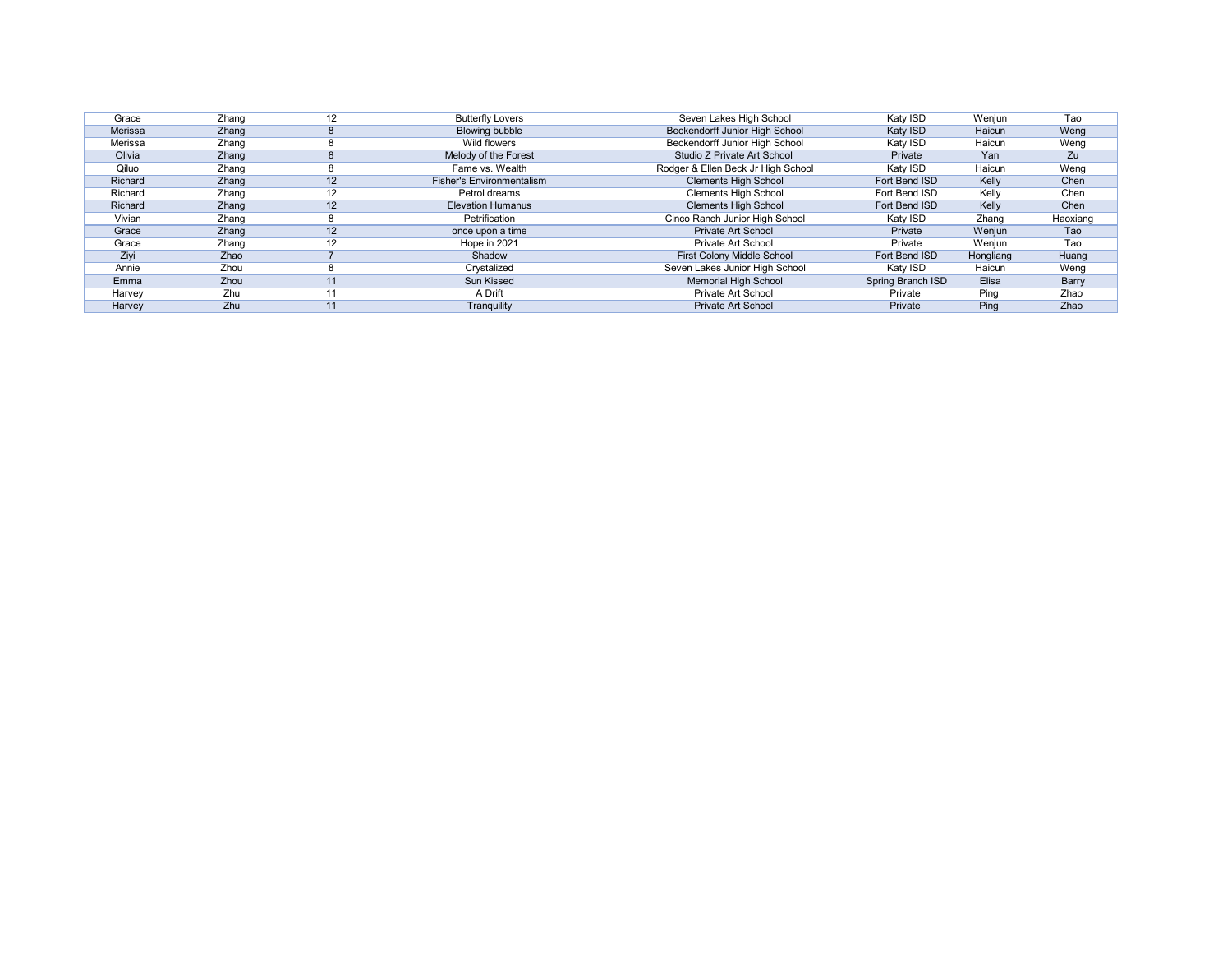| | | | | | | | |
|---|---|---|---|---|---|---|---|
| Grace | Zhang | 12 | Butterfly Lovers | Seven Lakes High School | Katy ISD | Wenjun | Tao |
| Merissa | Zhang | 8 | Blowing bubble | Beckendorff Junior High School | Katy ISD | Haicun | Weng |
| Merissa | Zhang | 8 | Wild flowers | Beckendorff Junior High School | Katy ISD | Haicun | Weng |
| Olivia | Zhang | 8 | Melody of the Forest | Studio Z Private Art School | Private | Yan | Zu |
| Qiluo | Zhang | 8 | Fame vs. Wealth | Rodger & Ellen Beck Jr High School | Katy ISD | Haicun | Weng |
| Richard | Zhang | 12 | Fisher's Environmentalism | Clements High School | Fort Bend ISD | Kelly | Chen |
| Richard | Zhang | 12 | Petrol dreams | Clements High School | Fort Bend ISD | Kelly | Chen |
| Richard | Zhang | 12 | Elevation Humanus | Clements High School | Fort Bend ISD | Kelly | Chen |
| Vivian | Zhang | 8 | Petrification | Cinco Ranch Junior High School | Katy ISD | Zhang | Haoxiang |
| Grace | Zhang | 12 | once upon a time | Private Art School | Private | Wenjun | Tao |
| Grace | Zhang | 12 | Hope in 2021 | Private Art School | Private | Wenjun | Tao |
| Ziyi | Zhao | 7 | Shadow | First Colony Middle School | Fort Bend ISD | Hongliang | Huang |
| Annie | Zhou | 8 | Crystalized | Seven Lakes Junior High School | Katy ISD | Haicun | Weng |
| Emma | Zhou | 11 | Sun Kissed | Memorial High School | Spring Branch ISD | Elisa | Barry |
| Harvey | Zhu | 11 | A Drift | Private Art School | Private | Ping | Zhao |
| Harvey | Zhu | 11 | Tranquility | Private Art School | Private | Ping | Zhao |